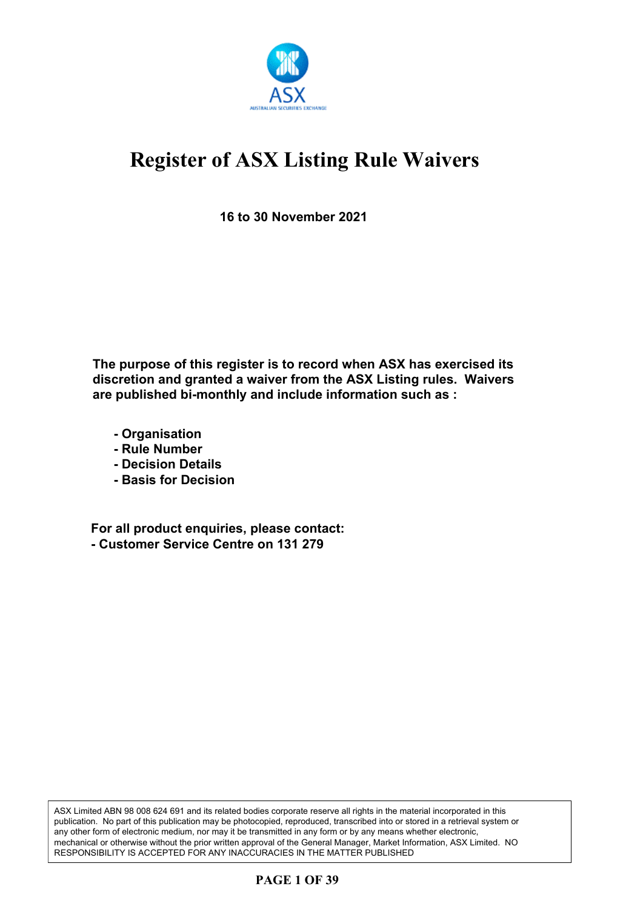# Register of ASX Listing Rule Waivers

**16 to 30 November 2021**

**The purpose of this register is to record when ASX has exercised its discretion and granted a waiver from the ASX Listing rules. Waivers are published bi-monthly and include information such as :**

- **Organisation**
- **Rule Number**
- **Decision Details**
- **Basis for Decision**

**For all product enquiries, please contact:**
**- Customer Service Centre on 131 279**

ASX Limited ABN 98 008 624 691 and its related bodies corporate reserve all rights in the material incorporated in this publication. No part of this publication may be photocopied, reproduced, transcribed into or stored in a retrieval system or any other form of electronic medium, nor may it be transmitted in any form or by any means whether electronic, mechanical or otherwise without the prior written approval of the General Manager, Market Information, ASX Limited. NO RESPONSIBILITY IS ACCEPTED FOR ANY INACCURACIES IN THE MATTER PUBLISHED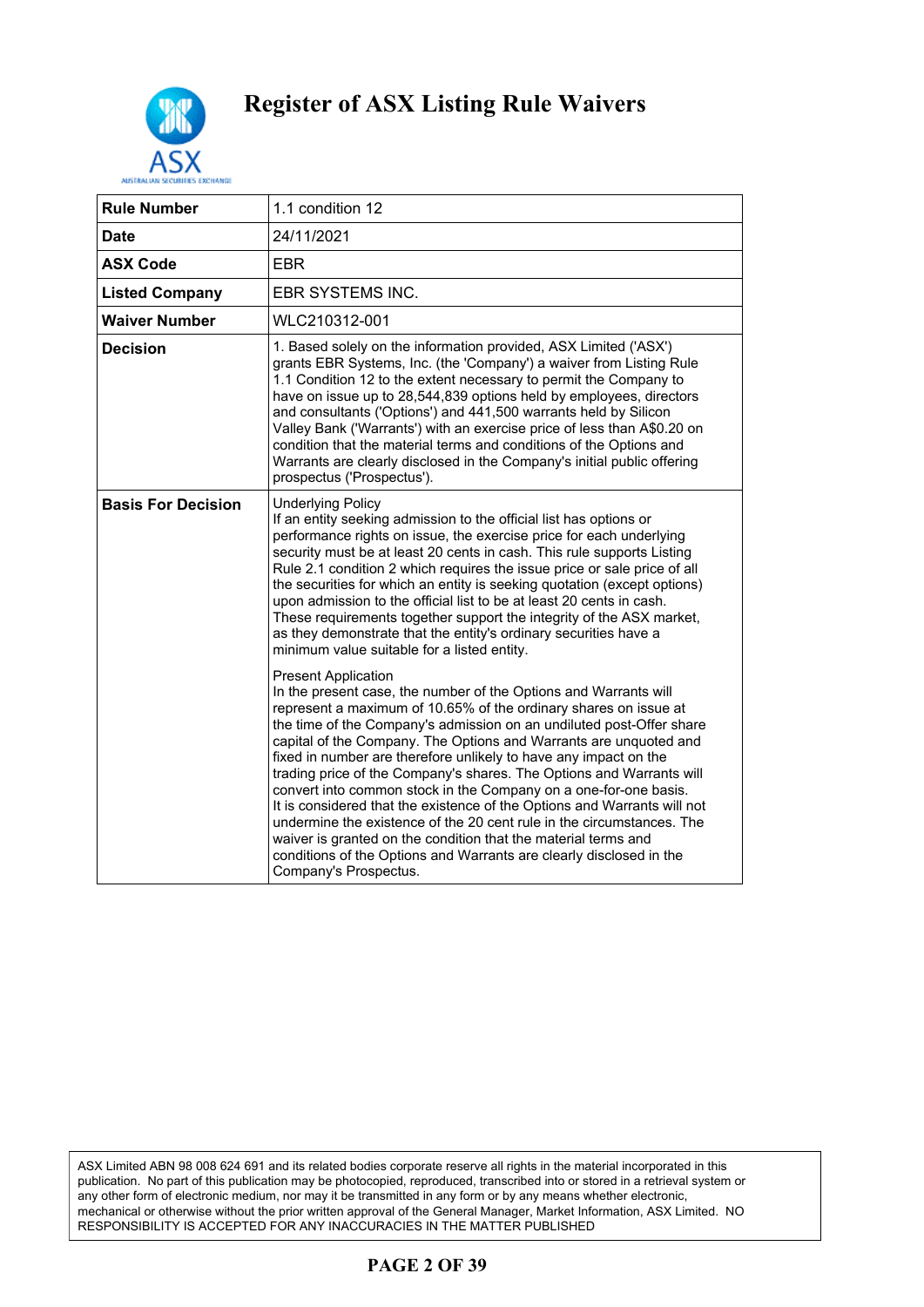# Register of ASX Listing Rule Waivers

| | |
|---|---|
| **Rule Number** | 1.1 condition 12 |
| **Date** | 24/11/2021 |
| **ASX Code** | EBR |
| **Listed Company** | EBR SYSTEMS INC. |
| **Waiver Number** | WLC210312-001 |
| **Decision** | 1. Based solely on the information provided, ASX Limited ('ASX') grants EBR Systems, Inc. (the 'Company') a waiver from Listing Rule 1.1 Condition 12 to the extent necessary to permit the Company to have on issue up to 28,544,839 options held by employees, directors and consultants ('Options') and 441,500 warrants held by Silicon Valley Bank ('Warrants') with an exercise price of less than A$0.20 on condition that the material terms and conditions of the Options and Warrants are clearly disclosed in the Company's initial public offering prospectus ('Prospectus'). |
| **Basis For Decision** | Underlying Policy<br>If an entity seeking admission to the official list has options or performance rights on issue, the exercise price for each underlying security must be at least 20 cents in cash. This rule supports Listing Rule 2.1 condition 2 which requires the issue price or sale price of all the securities for which an entity is seeking quotation (except options) upon admission to the official list to be at least 20 cents in cash. These requirements together support the integrity of the ASX market, as they demonstrate that the entity's ordinary securities have a minimum value suitable for a listed entity.<br><br>Present Application<br>In the present case, the number of the Options and Warrants will represent a maximum of 10.65% of the ordinary shares on issue at the time of the Company's admission on an undiluted post-Offer share capital of the Company. The Options and Warrants are unquoted and fixed in number are therefore unlikely to have any impact on the trading price of the Company's shares. The Options and Warrants will convert into common stock in the Company on a one-for-one basis. It is considered that the existence of the Options and Warrants will not undermine the existence of the 20 cent rule in the circumstances. The waiver is granted on the condition that the material terms and conditions of the Options and Warrants are clearly disclosed in the Company's Prospectus. |

ASX Limited ABN 98 008 624 691 and its related bodies corporate reserve all rights in the material incorporated in this publication. No part of this publication may be photocopied, reproduced, transcribed into or stored in a retrieval system or any other form of electronic medium, nor may it be transmitted in any form or by any means whether electronic, mechanical or otherwise without the prior written approval of the General Manager, Market Information, ASX Limited. NO RESPONSIBILITY IS ACCEPTED FOR ANY INACCURACIES IN THE MATTER PUBLISHED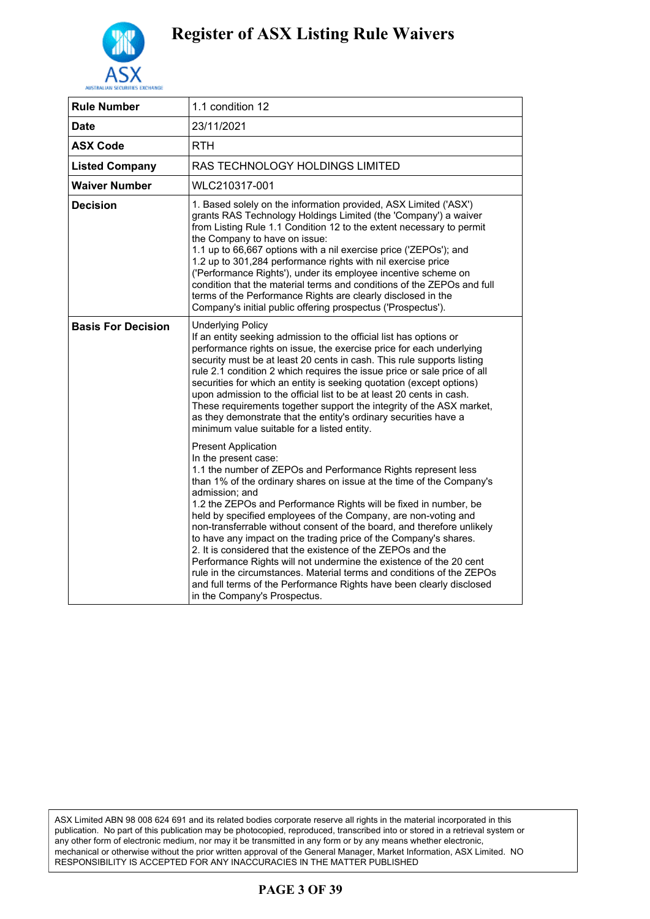# Register of ASX Listing Rule Waivers

| | |
|---|---|
| **Rule Number** | 1.1 condition 12 |
| **Date** | 23/11/2021 |
| **ASX Code** | RTH |
| **Listed Company** | RAS TECHNOLOGY HOLDINGS LIMITED |
| **Waiver Number** | WLC210317-001 |
| **Decision** | 1. Based solely on the information provided, ASX Limited ('ASX') grants RAS Technology Holdings Limited (the 'Company') a waiver from Listing Rule 1.1 Condition 12 to the extent necessary to permit the Company to have on issue:<br>1.1 up to 66,667 options with a nil exercise price ('ZEPOs'); and<br>1.2 up to 301,284 performance rights with nil exercise price ('Performance Rights'), under its employee incentive scheme on condition that the material terms and conditions of the ZEPOs and full terms of the Performance Rights are clearly disclosed in the Company's initial public offering prospectus ('Prospectus'). |
| **Basis For Decision** | Underlying Policy<br>If an entity seeking admission to the official list has options or performance rights on issue, the exercise price for each underlying security must be at least 20 cents in cash. This rule supports listing rule 2.1 condition 2 which requires the issue price or sale price of all securities for which an entity is seeking quotation (except options) upon admission to the official list to be at least 20 cents in cash. These requirements together support the integrity of the ASX market, as they demonstrate that the entity's ordinary securities have a minimum value suitable for a listed entity.<br><br>Present Application<br>In the present case:<br>1.1 the number of ZEPOs and Performance Rights represent less than 1% of the ordinary shares on issue at the time of the Company's admission; and<br>1.2 the ZEPOs and Performance Rights will be fixed in number, be held by specified employees of the Company, are non-voting and non-transferrable without consent of the board, and therefore unlikely to have any impact on the trading price of the Company's shares.<br>2. It is considered that the existence of the ZEPOs and the Performance Rights will not undermine the existence of the 20 cent rule in the circumstances. Material terms and conditions of the ZEPOs and full terms of the Performance Rights have been clearly disclosed in the Company's Prospectus. |

ASX Limited ABN 98 008 624 691 and its related bodies corporate reserve all rights in the material incorporated in this publication. No part of this publication may be photocopied, reproduced, transcribed into or stored in a retrieval system or any other form of electronic medium, nor may it be transmitted in any form or by any means whether electronic, mechanical or otherwise without the prior written approval of the General Manager, Market Information, ASX Limited. NO RESPONSIBILITY IS ACCEPTED FOR ANY INACCURACIES IN THE MATTER PUBLISHED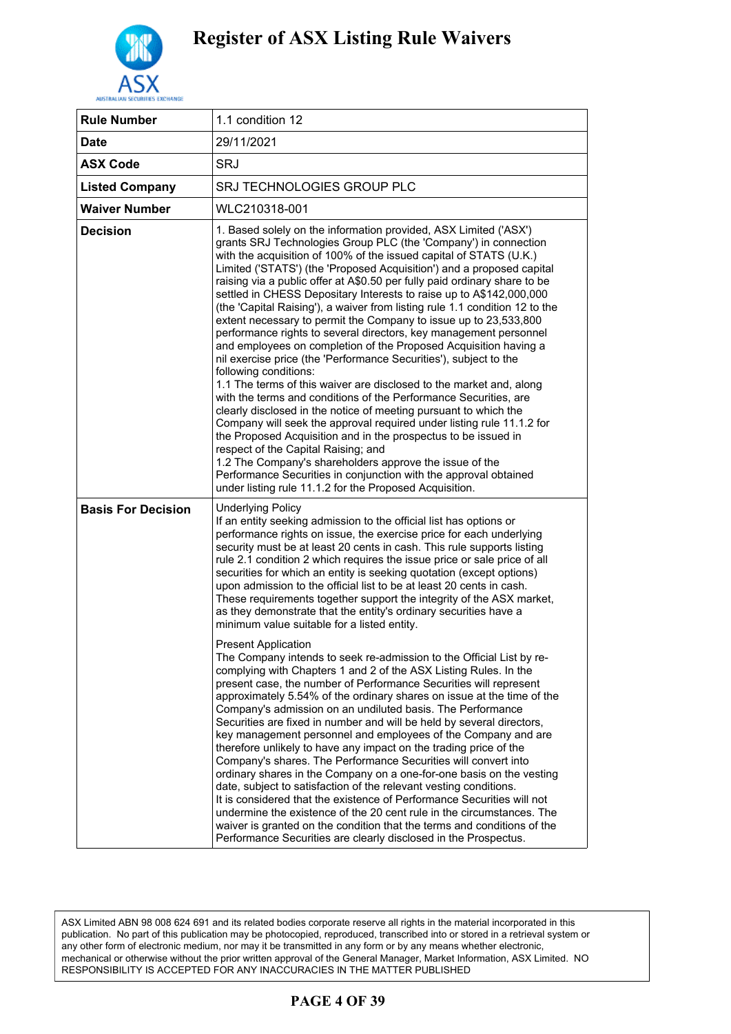# Register of ASX Listing Rule Waivers

| | |
|---|---|
| **Rule Number** | 1.1 condition 12 |
| **Date** | 29/11/2021 |
| **ASX Code** | SRJ |
| **Listed Company** | SRJ TECHNOLOGIES GROUP PLC |
| **Waiver Number** | WLC210318-001 |
| **Decision** | 1. Based solely on the information provided, ASX Limited ('ASX') grants SRJ Technologies Group PLC (the 'Company') in connection with the acquisition of 100% of the issued capital of STATS (U.K.) Limited ('STATS') (the 'Proposed Acquisition') and a proposed capital raising via a public offer at A$0.50 per fully paid ordinary share to be settled in CHESS Depositary Interests to raise up to A$142,000,000 (the 'Capital Raising'), a waiver from listing rule 1.1 condition 12 to the extent necessary to permit the Company to issue up to 23,533,800 performance rights to several directors, key management personnel and employees on completion of the Proposed Acquisition having a nil exercise price (the 'Performance Securities'), subject to the following conditions:<br>1.1 The terms of this waiver are disclosed to the market and, along with the terms and conditions of the Performance Securities, are clearly disclosed in the notice of meeting pursuant to which the Company will seek the approval required under listing rule 11.1.2 for the Proposed Acquisition and in the prospectus to be issued in respect of the Capital Raising; and<br>1.2 The Company's shareholders approve the issue of the Performance Securities in conjunction with the approval obtained under listing rule 11.1.2 for the Proposed Acquisition. |
| **Basis For Decision** | Underlying Policy<br>If an entity seeking admission to the official list has options or performance rights on issue, the exercise price for each underlying security must be at least 20 cents in cash. This rule supports listing rule 2.1 condition 2 which requires the issue price or sale price of all securities for which an entity is seeking quotation (except options) upon admission to the official list to be at least 20 cents in cash. These requirements together support the integrity of the ASX market, as they demonstrate that the entity's ordinary securities have a minimum value suitable for a listed entity.<br><br>Present Application<br>The Company intends to seek re-admission to the Official List by re-complying with Chapters 1 and 2 of the ASX Listing Rules. In the present case, the number of Performance Securities will represent approximately 5.54% of the ordinary shares on issue at the time of the Company's admission on an undiluted basis. The Performance Securities are fixed in number and will be held by several directors, key management personnel and employees of the Company and are therefore unlikely to have any impact on the trading price of the Company's shares. The Performance Securities will convert into ordinary shares in the Company on a one-for-one basis on the vesting date, subject to satisfaction of the relevant vesting conditions.<br>It is considered that the existence of Performance Securities will not undermine the existence of the 20 cent rule in the circumstances. The waiver is granted on the condition that the terms and conditions of the Performance Securities are clearly disclosed in the Prospectus. |

ASX Limited ABN 98 008 624 691 and its related bodies corporate reserve all rights in the material incorporated in this publication. No part of this publication may be photocopied, reproduced, transcribed into or stored in a retrieval system or any other form of electronic medium, nor may it be transmitted in any form or by any means whether electronic, mechanical or otherwise without the prior written approval of the General Manager, Market Information, ASX Limited. NO RESPONSIBILITY IS ACCEPTED FOR ANY INACCURACIES IN THE MATTER PUBLISHED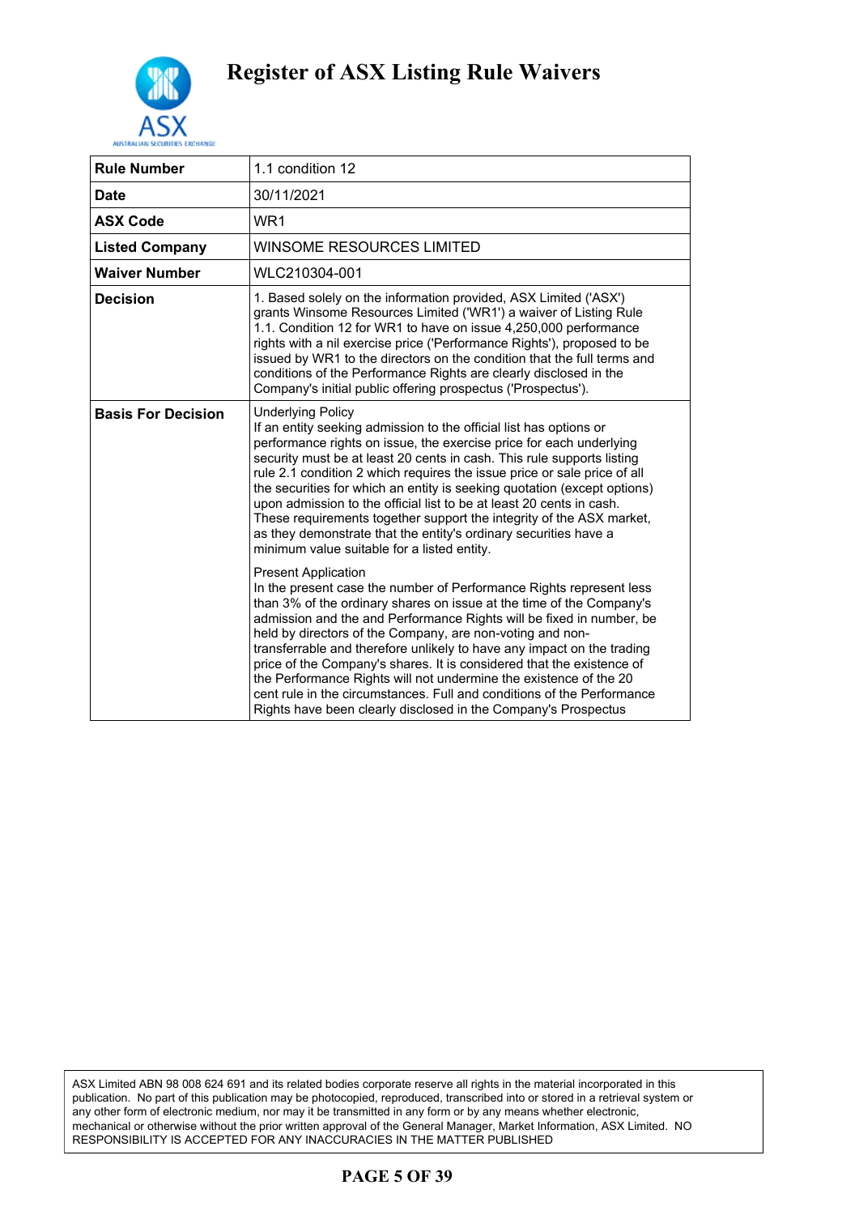# Register of ASX Listing Rule Waivers

| | |
|---|---|
| **Rule Number** | 1.1 condition 12 |
| **Date** | 30/11/2021 |
| **ASX Code** | WR1 |
| **Listed Company** | WINSOME RESOURCES LIMITED |
| **Waiver Number** | WLC210304-001 |
| **Decision** | 1. Based solely on the information provided, ASX Limited ('ASX') grants Winsome Resources Limited ('WR1') a waiver of Listing Rule 1.1. Condition 12 for WR1 to have on issue 4,250,000 performance rights with a nil exercise price ('Performance Rights'), proposed to be issued by WR1 to the directors on the condition that the full terms and conditions of the Performance Rights are clearly disclosed in the Company's initial public offering prospectus ('Prospectus'). |
| **Basis For Decision** | Underlying Policy<br>If an entity seeking admission to the official list has options or performance rights on issue, the exercise price for each underlying security must be at least 20 cents in cash. This rule supports listing rule 2.1 condition 2 which requires the issue price or sale price of all the securities for which an entity is seeking quotation (except options) upon admission to the official list to be at least 20 cents in cash. These requirements together support the integrity of the ASX market, as they demonstrate that the entity's ordinary securities have a minimum value suitable for a listed entity.<br><br>Present Application<br>In the present case the number of Performance Rights represent less than 3% of the ordinary shares on issue at the time of the Company's admission and the and Performance Rights will be fixed in number, be held by directors of the Company, are non-voting and non-transferrable and therefore unlikely to have any impact on the trading price of the Company's shares. It is considered that the existence of the Performance Rights will not undermine the existence of the 20 cent rule in the circumstances. Full and conditions of the Performance Rights have been clearly disclosed in the Company's Prospectus |

ASX Limited ABN 98 008 624 691 and its related bodies corporate reserve all rights in the material incorporated in this publication. No part of this publication may be photocopied, reproduced, transcribed into or stored in a retrieval system or any other form of electronic medium, nor may it be transmitted in any form or by any means whether electronic, mechanical or otherwise without the prior written approval of the General Manager, Market Information, ASX Limited. NO RESPONSIBILITY IS ACCEPTED FOR ANY INACCURACIES IN THE MATTER PUBLISHED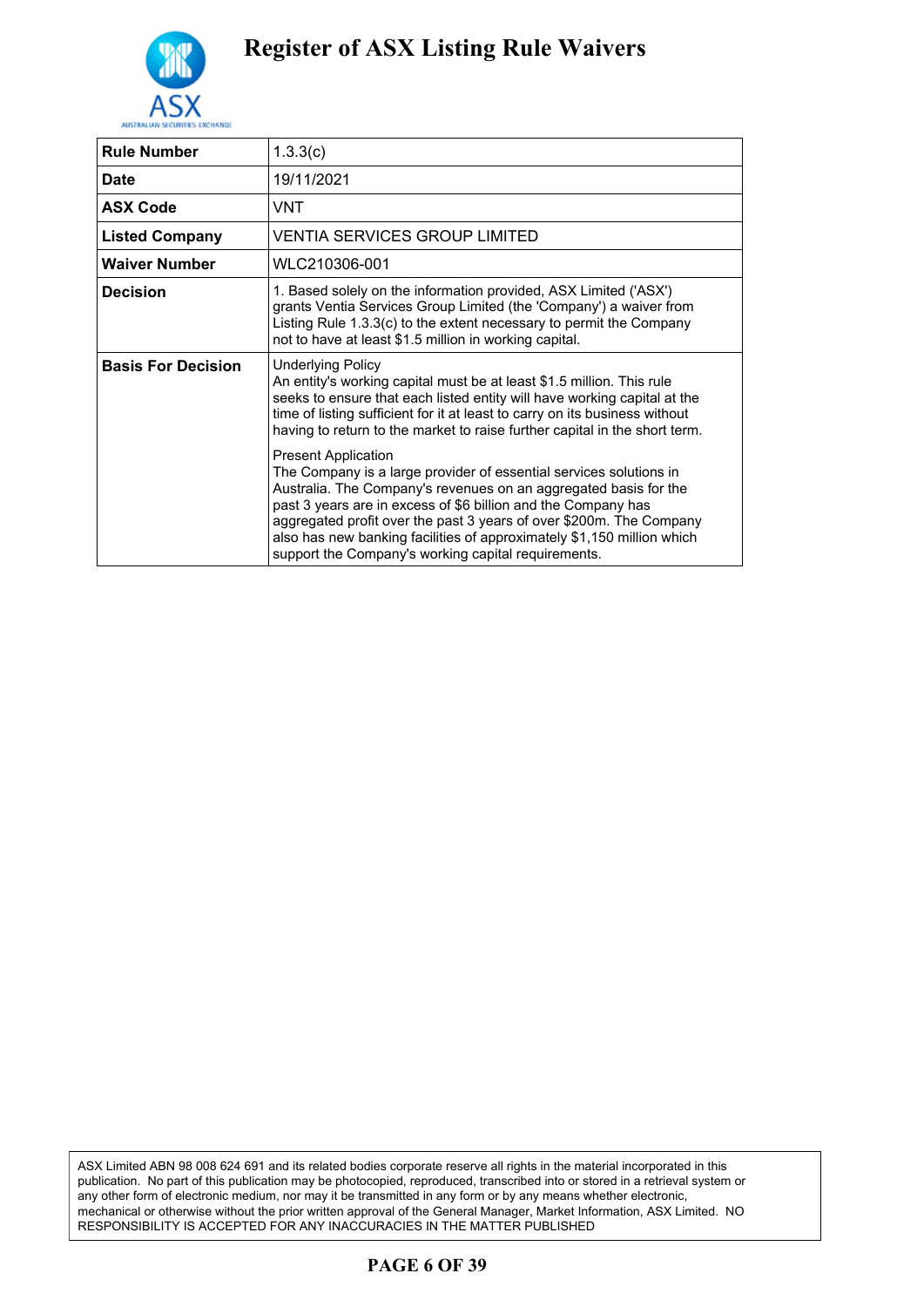# Register of ASX Listing Rule Waivers

| | |
|---|---|
| **Rule Number** | 1.3.3(c) |
| **Date** | 19/11/2021 |
| **ASX Code** | VNT |
| **Listed Company** | VENTIA SERVICES GROUP LIMITED |
| **Waiver Number** | WLC210306-001 |
| **Decision** | 1. Based solely on the information provided, ASX Limited ('ASX') grants Ventia Services Group Limited (the 'Company') a waiver from Listing Rule 1.3.3(c) to the extent necessary to permit the Company not to have at least $1.5 million in working capital. |
| **Basis For Decision** | Underlying Policy<br>An entity's working capital must be at least $1.5 million. This rule seeks to ensure that each listed entity will have working capital at the time of listing sufficient for it at least to carry on its business without having to return to the market to raise further capital in the short term.<br><br>Present Application<br>The Company is a large provider of essential services solutions in Australia. The Company's revenues on an aggregated basis for the past 3 years are in excess of $6 billion and the Company has aggregated profit over the past 3 years of over $200m. The Company also has new banking facilities of approximately $1,150 million which support the Company's working capital requirements. |

ASX Limited ABN 98 008 624 691 and its related bodies corporate reserve all rights in the material incorporated in this publication. No part of this publication may be photocopied, reproduced, transcribed into or stored in a retrieval system or any other form of electronic medium, nor may it be transmitted in any form or by any means whether electronic, mechanical or otherwise without the prior written approval of the General Manager, Market Information, ASX Limited. NO RESPONSIBILITY IS ACCEPTED FOR ANY INACCURACIES IN THE MATTER PUBLISHED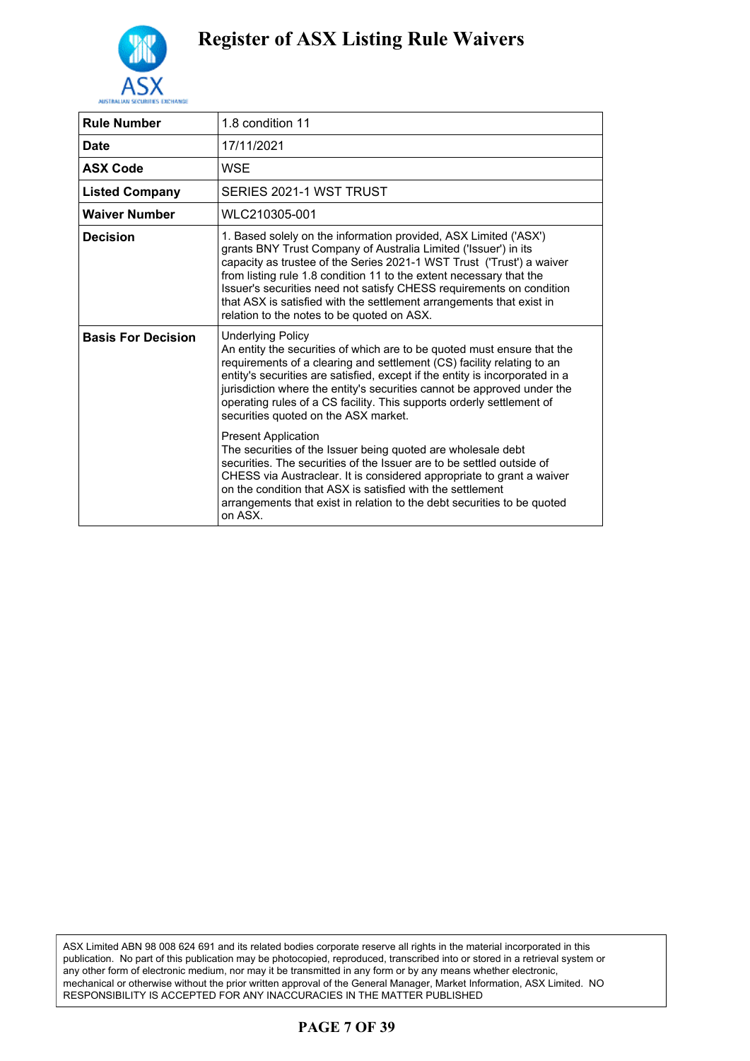# Register of ASX Listing Rule Waivers

| | |
|---|---|
| **Rule Number** | 1.8 condition 11 |
| **Date** | 17/11/2021 |
| **ASX Code** | WSE |
| **Listed Company** | SERIES 2021-1 WST TRUST |
| **Waiver Number** | WLC210305-001 |
| **Decision** | 1. Based solely on the information provided, ASX Limited ('ASX') grants BNY Trust Company of Australia Limited ('Issuer') in its capacity as trustee of the Series 2021-1 WST Trust ('Trust') a waiver from listing rule 1.8 condition 11 to the extent necessary that the Issuer's securities need not satisfy CHESS requirements on condition that ASX is satisfied with the settlement arrangements that exist in relation to the notes to be quoted on ASX. |
| **Basis For Decision** | Underlying Policy<br>An entity the securities of which are to be quoted must ensure that the requirements of a clearing and settlement (CS) facility relating to an entity's securities are satisfied, except if the entity is incorporated in a jurisdiction where the entity's securities cannot be approved under the operating rules of a CS facility. This supports orderly settlement of securities quoted on the ASX market.<br><br>Present Application<br>The securities of the Issuer being quoted are wholesale debt securities. The securities of the Issuer are to be settled outside of CHESS via Austraclear. It is considered appropriate to grant a waiver on the condition that ASX is satisfied with the settlement arrangements that exist in relation to the debt securities to be quoted on ASX. |

ASX Limited ABN 98 008 624 691 and its related bodies corporate reserve all rights in the material incorporated in this publication. No part of this publication may be photocopied, reproduced, transcribed into or stored in a retrieval system or any other form of electronic medium, nor may it be transmitted in any form or by any means whether electronic, mechanical or otherwise without the prior written approval of the General Manager, Market Information, ASX Limited. NO RESPONSIBILITY IS ACCEPTED FOR ANY INACCURACIES IN THE MATTER PUBLISHED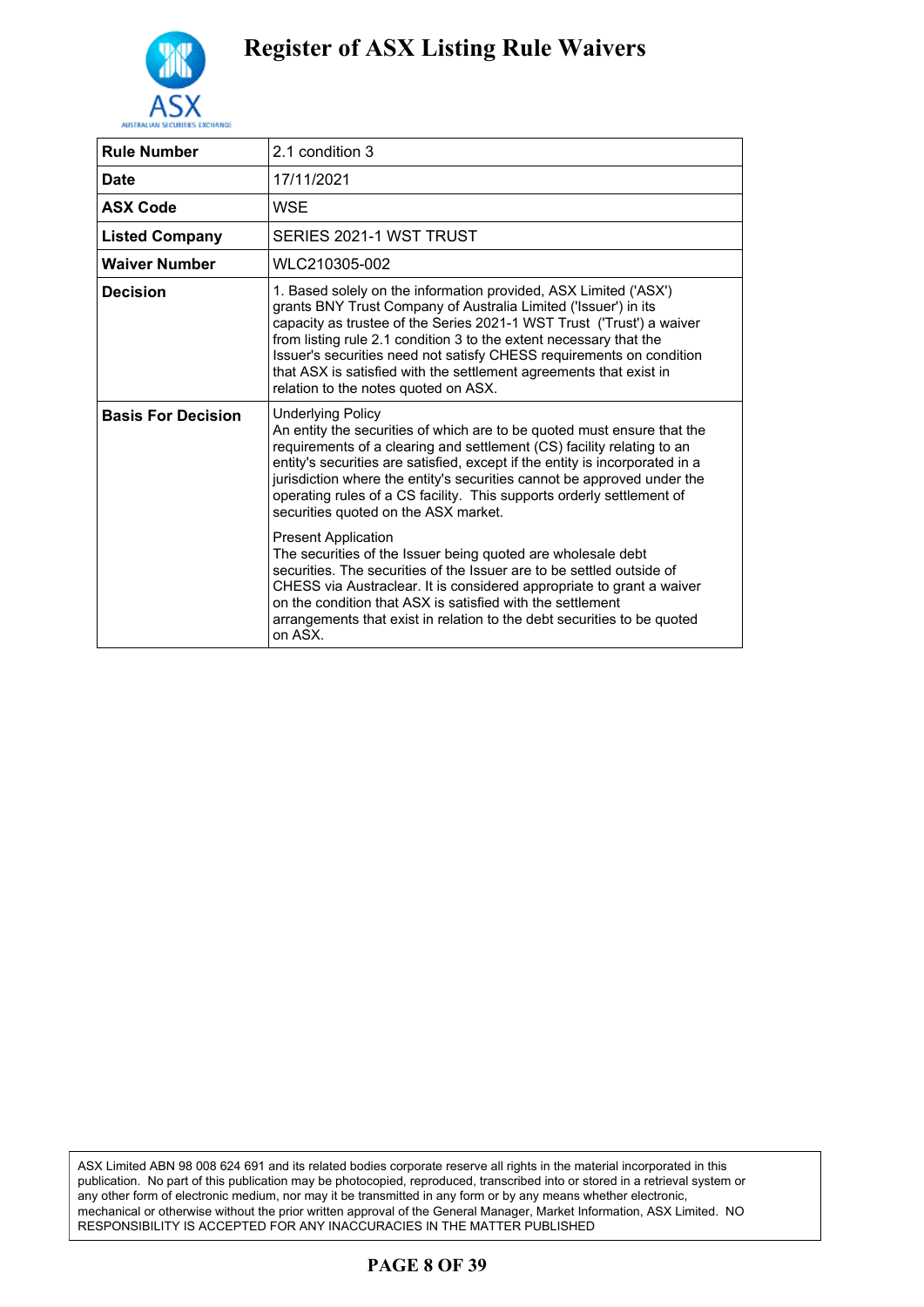# Register of ASX Listing Rule Waivers

| | |
|---|---|
| **Rule Number** | 2.1 condition 3 |
| **Date** | 17/11/2021 |
| **ASX Code** | WSE |
| **Listed Company** | SERIES 2021-1 WST TRUST |
| **Waiver Number** | WLC210305-002 |
| **Decision** | 1. Based solely on the information provided, ASX Limited ('ASX') grants BNY Trust Company of Australia Limited ('Issuer') in its capacity as trustee of the Series 2021-1 WST Trust ('Trust') a waiver from listing rule 2.1 condition 3 to the extent necessary that the Issuer's securities need not satisfy CHESS requirements on condition that ASX is satisfied with the settlement agreements that exist in relation to the notes quoted on ASX. |
| **Basis For Decision** | Underlying Policy<br>An entity the securities of which are to be quoted must ensure that the requirements of a clearing and settlement (CS) facility relating to an entity's securities are satisfied, except if the entity is incorporated in a jurisdiction where the entity's securities cannot be approved under the operating rules of a CS facility. This supports orderly settlement of securities quoted on the ASX market.<br><br>Present Application<br>The securities of the Issuer being quoted are wholesale debt securities. The securities of the Issuer are to be settled outside of CHESS via Austraclear. It is considered appropriate to grant a waiver on the condition that ASX is satisfied with the settlement arrangements that exist in relation to the debt securities to be quoted on ASX. |

ASX Limited ABN 98 008 624 691 and its related bodies corporate reserve all rights in the material incorporated in this publication. No part of this publication may be photocopied, reproduced, transcribed into or stored in a retrieval system or any other form of electronic medium, nor may it be transmitted in any form or by any means whether electronic, mechanical or otherwise without the prior written approval of the General Manager, Market Information, ASX Limited. NO RESPONSIBILITY IS ACCEPTED FOR ANY INACCURACIES IN THE MATTER PUBLISHED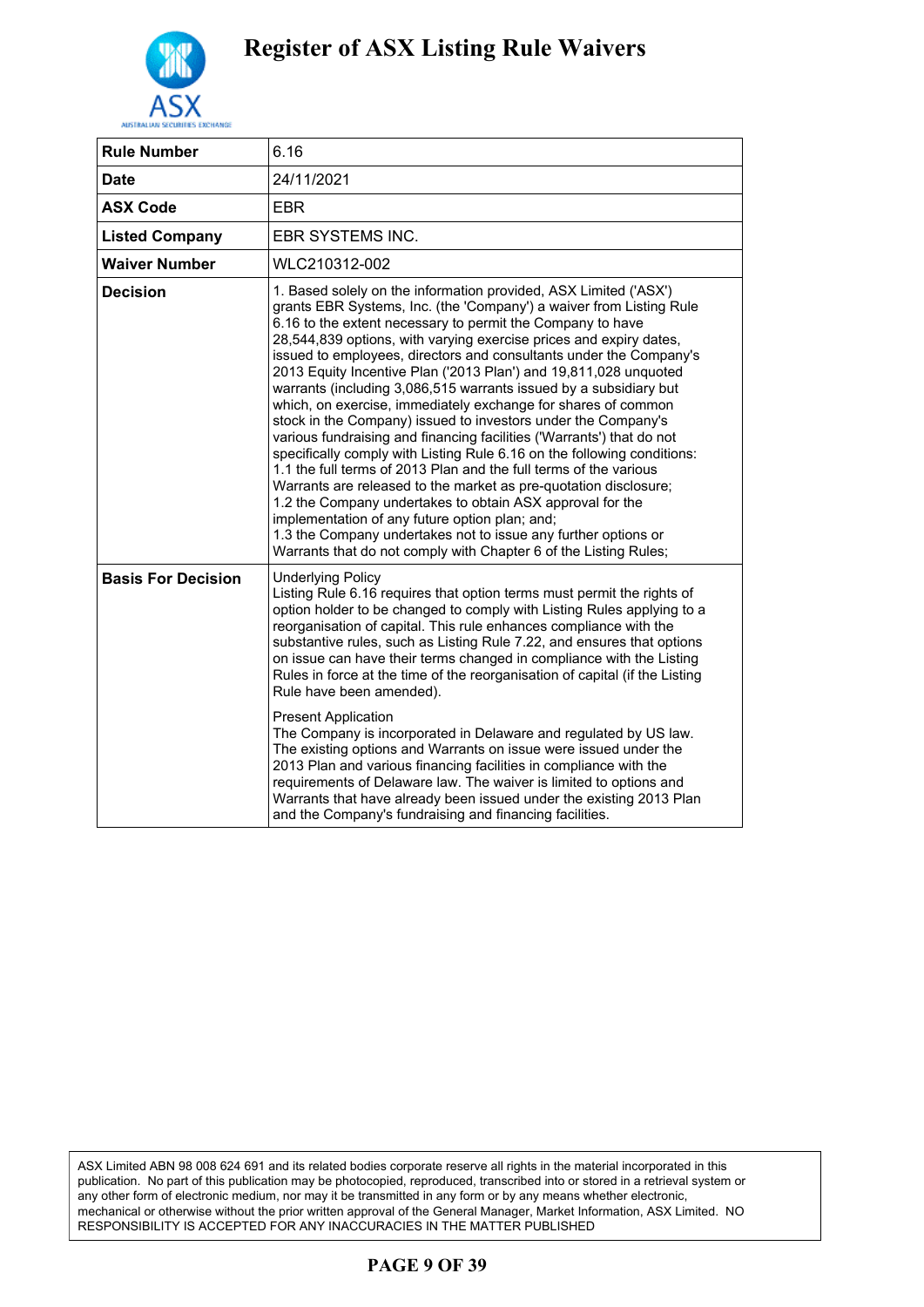# Register of ASX Listing Rule Waivers

| Rule Number | 6.16 |
|---|---|
| Date | 24/11/2021 |
| ASX Code | EBR |
| Listed Company | EBR SYSTEMS INC. |
| Waiver Number | WLC210312-002 |
| Decision | 1. Based solely on the information provided, ASX Limited ('ASX') grants EBR Systems, Inc. (the 'Company') a waiver from Listing Rule 6.16 to the extent necessary to permit the Company to have 28,544,839 options, with varying exercise prices and expiry dates, issued to employees, directors and consultants under the Company's 2013 Equity Incentive Plan ('2013 Plan') and 19,811,028 unquoted warrants (including 3,086,515 warrants issued by a subsidiary but which, on exercise, immediately exchange for shares of common stock in the Company) issued to investors under the Company's various fundraising and financing facilities ('Warrants') that do not specifically comply with Listing Rule 6.16 on the following conditions:<br>1.1 the full terms of 2013 Plan and the full terms of the various Warrants are released to the market as pre-quotation disclosure;<br>1.2 the Company undertakes to obtain ASX approval for the implementation of any future option plan; and;<br>1.3 the Company undertakes not to issue any further options or Warrants that do not comply with Chapter 6 of the Listing Rules; |
| Basis For Decision | Underlying Policy<br>Listing Rule 6.16 requires that option terms must permit the rights of option holder to be changed to comply with Listing Rules applying to a reorganisation of capital. This rule enhances compliance with the substantive rules, such as Listing Rule 7.22, and ensures that options on issue can have their terms changed in compliance with the Listing Rules in force at the time of the reorganisation of capital (if the Listing Rule have been amended).<br><br>Present Application<br>The Company is incorporated in Delaware and regulated by US law. The existing options and Warrants on issue were issued under the 2013 Plan and various financing facilities in compliance with the requirements of Delaware law. The waiver is limited to options and Warrants that have already been issued under the existing 2013 Plan and the Company's fundraising and financing facilities. |

ASX Limited ABN 98 008 624 691 and its related bodies corporate reserve all rights in the material incorporated in this publication. No part of this publication may be photocopied, reproduced, transcribed into or stored in a retrieval system or any other form of electronic medium, nor may it be transmitted in any form or by any means whether electronic, mechanical or otherwise without the prior written approval of the General Manager, Market Information, ASX Limited. NO RESPONSIBILITY IS ACCEPTED FOR ANY INACCURACIES IN THE MATTER PUBLISHED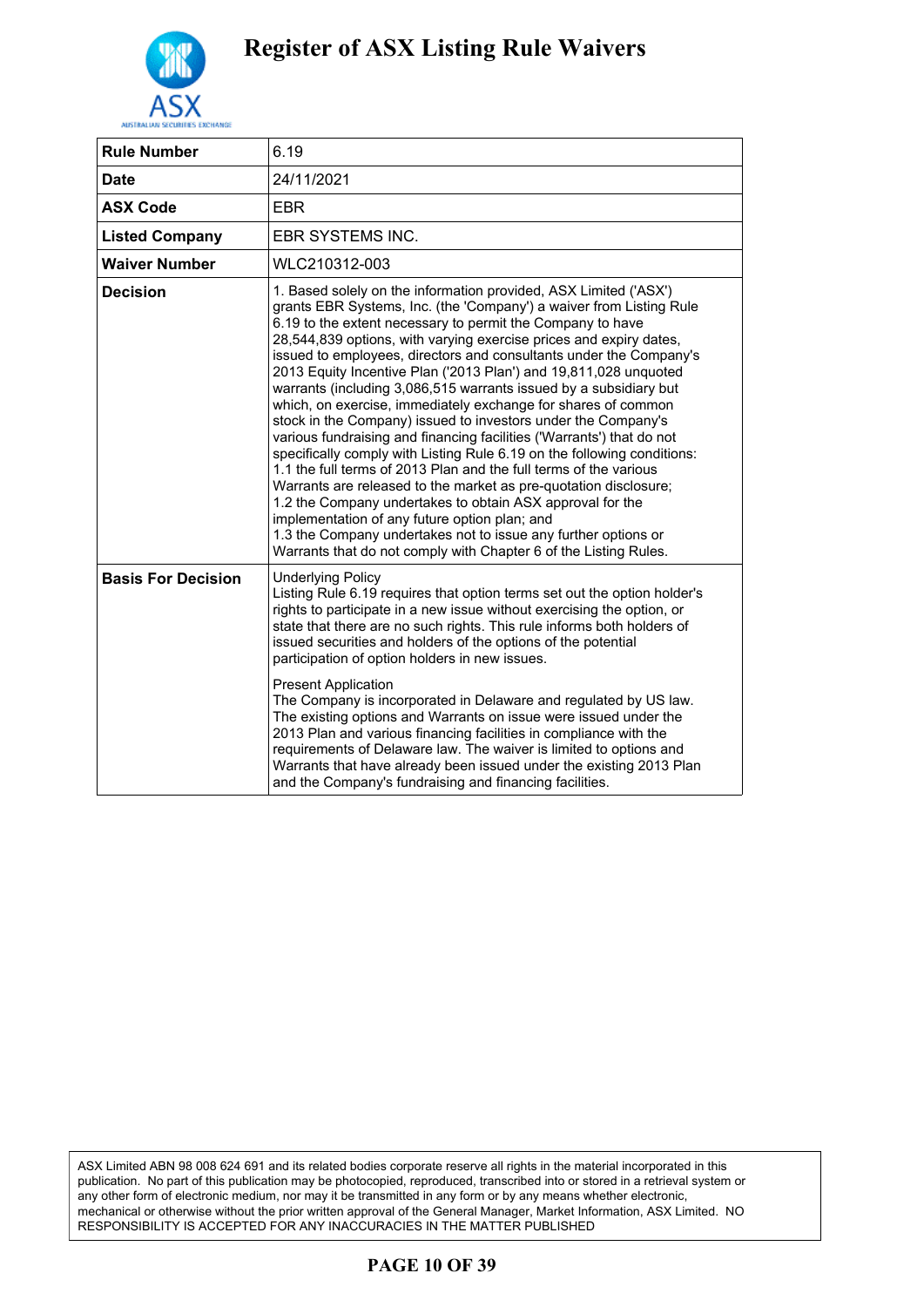# Register of ASX Listing Rule Waivers

| | |
|---|---|
| **Rule Number** | 6.19 |
| **Date** | 24/11/2021 |
| **ASX Code** | EBR |
| **Listed Company** | EBR SYSTEMS INC. |
| **Waiver Number** | WLC210312-003 |
| **Decision** | 1. Based solely on the information provided, ASX Limited ('ASX') grants EBR Systems, Inc. (the 'Company') a waiver from Listing Rule 6.19 to the extent necessary to permit the Company to have 28,544,839 options, with varying exercise prices and expiry dates, issued to employees, directors and consultants under the Company's 2013 Equity Incentive Plan ('2013 Plan') and 19,811,028 unquoted warrants (including 3,086,515 warrants issued by a subsidiary but which, on exercise, immediately exchange for shares of common stock in the Company) issued to investors under the Company's various fundraising and financing facilities ('Warrants') that do not specifically comply with Listing Rule 6.19 on the following conditions:<br>1.1 the full terms of 2013 Plan and the full terms of the various Warrants are released to the market as pre-quotation disclosure;<br>1.2 the Company undertakes to obtain ASX approval for the implementation of any future option plan; and<br>1.3 the Company undertakes not to issue any further options or Warrants that do not comply with Chapter 6 of the Listing Rules. |
| **Basis For Decision** | Underlying Policy<br>Listing Rule 6.19 requires that option terms set out the option holder's rights to participate in a new issue without exercising the option, or state that there are no such rights. This rule informs both holders of issued securities and holders of the options of the potential participation of option holders in new issues.<br><br>Present Application<br>The Company is incorporated in Delaware and regulated by US law. The existing options and Warrants on issue were issued under the 2013 Plan and various financing facilities in compliance with the requirements of Delaware law. The waiver is limited to options and Warrants that have already been issued under the existing 2013 Plan and the Company's fundraising and financing facilities. |

ASX Limited ABN 98 008 624 691 and its related bodies corporate reserve all rights in the material incorporated in this publication. No part of this publication may be photocopied, reproduced, transcribed into or stored in a retrieval system or any other form of electronic medium, nor may it be transmitted in any form or by any means whether electronic, mechanical or otherwise without the prior written approval of the General Manager, Market Information, ASX Limited. NO RESPONSIBILITY IS ACCEPTED FOR ANY INACCURACIES IN THE MATTER PUBLISHED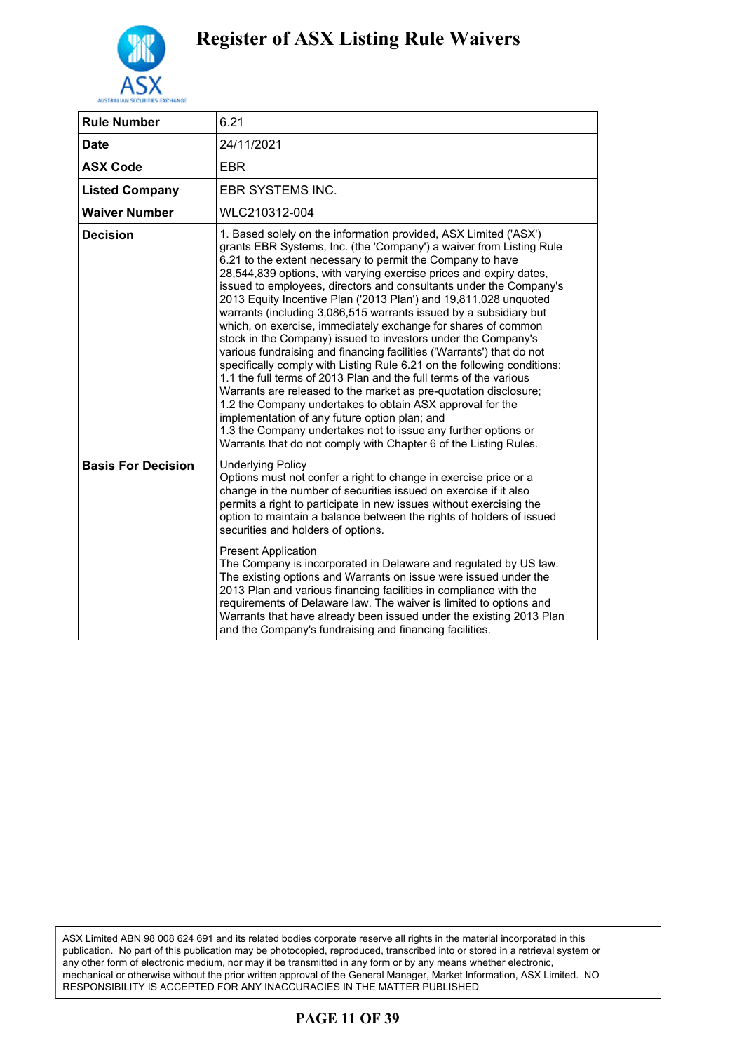# Register of ASX Listing Rule Waivers

| | |
|---|---|
| **Rule Number** | 6.21 |
| **Date** | 24/11/2021 |
| **ASX Code** | EBR |
| **Listed Company** | EBR SYSTEMS INC. |
| **Waiver Number** | WLC210312-004 |
| **Decision** | 1. Based solely on the information provided, ASX Limited ('ASX') grants EBR Systems, Inc. (the 'Company') a waiver from Listing Rule 6.21 to the extent necessary to permit the Company to have 28,544,839 options, with varying exercise prices and expiry dates, issued to employees, directors and consultants under the Company's 2013 Equity Incentive Plan ('2013 Plan') and 19,811,028 unquoted warrants (including 3,086,515 warrants issued by a subsidiary but which, on exercise, immediately exchange for shares of common stock in the Company) issued to investors under the Company's various fundraising and financing facilities ('Warrants') that do not specifically comply with Listing Rule 6.21 on the following conditions:<br>1.1 the full terms of 2013 Plan and the full terms of the various Warrants are released to the market as pre-quotation disclosure;<br>1.2 the Company undertakes to obtain ASX approval for the implementation of any future option plan; and<br>1.3 the Company undertakes not to issue any further options or Warrants that do not comply with Chapter 6 of the Listing Rules. |
| **Basis For Decision** | Underlying Policy<br>Options must not confer a right to change in exercise price or a change in the number of securities issued on exercise if it also permits a right to participate in new issues without exercising the option to maintain a balance between the rights of holders of issued securities and holders of options.<br><br>Present Application<br>The Company is incorporated in Delaware and regulated by US law. The existing options and Warrants on issue were issued under the 2013 Plan and various financing facilities in compliance with the requirements of Delaware law. The waiver is limited to options and Warrants that have already been issued under the existing 2013 Plan and the Company's fundraising and financing facilities. |

ASX Limited ABN 98 008 624 691 and its related bodies corporate reserve all rights in the material incorporated in this publication. No part of this publication may be photocopied, reproduced, transcribed into or stored in a retrieval system or any other form of electronic medium, nor may it be transmitted in any form or by any means whether electronic, mechanical or otherwise without the prior written approval of the General Manager, Market Information, ASX Limited. NO RESPONSIBILITY IS ACCEPTED FOR ANY INACCURACIES IN THE MATTER PUBLISHED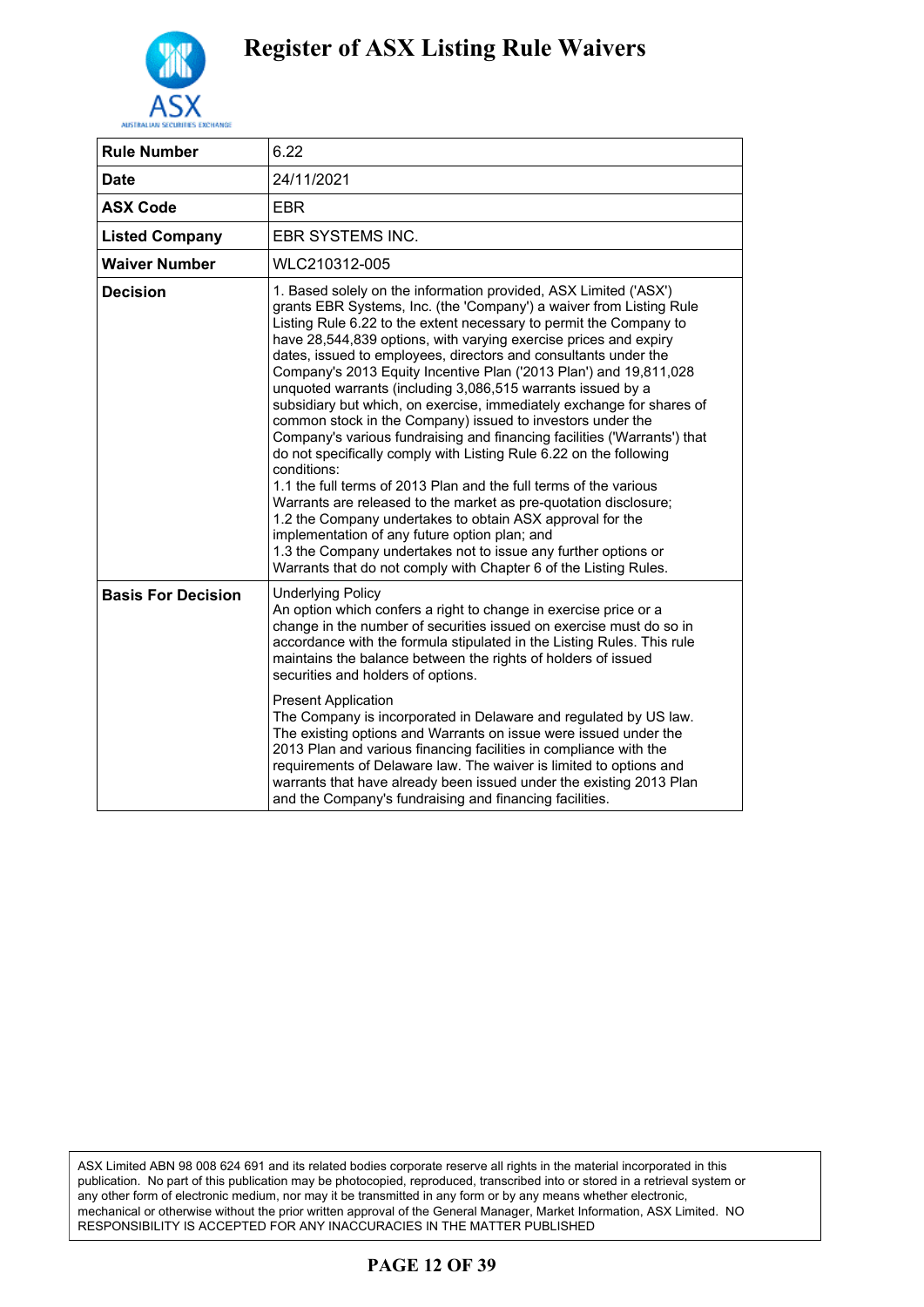# Register of ASX Listing Rule Waivers

| | |
|---|---|
| **Rule Number** | 6.22 |
| **Date** | 24/11/2021 |
| **ASX Code** | EBR |
| **Listed Company** | EBR SYSTEMS INC. |
| **Waiver Number** | WLC210312-005 |
| **Decision** | 1. Based solely on the information provided, ASX Limited ('ASX') grants EBR Systems, Inc. (the 'Company') a waiver from Listing Rule Listing Rule 6.22 to the extent necessary to permit the Company to have 28,544,839 options, with varying exercise prices and expiry dates, issued to employees, directors and consultants under the Company's 2013 Equity Incentive Plan ('2013 Plan') and 19,811,028 unquoted warrants (including 3,086,515 warrants issued by a subsidiary but which, on exercise, immediately exchange for shares of common stock in the Company) issued to investors under the Company's various fundraising and financing facilities ('Warrants') that do not specifically comply with Listing Rule 6.22 on the following conditions:<br>1.1 the full terms of 2013 Plan and the full terms of the various Warrants are released to the market as pre-quotation disclosure;<br>1.2 the Company undertakes to obtain ASX approval for the implementation of any future option plan; and<br>1.3 the Company undertakes not to issue any further options or Warrants that do not comply with Chapter 6 of the Listing Rules. |
| **Basis For Decision** | Underlying Policy<br>An option which confers a right to change in exercise price or a change in the number of securities issued on exercise must do so in accordance with the formula stipulated in the Listing Rules. This rule maintains the balance between the rights of holders of issued securities and holders of options.<br><br>Present Application<br>The Company is incorporated in Delaware and regulated by US law. The existing options and Warrants on issue were issued under the 2013 Plan and various financing facilities in compliance with the requirements of Delaware law. The waiver is limited to options and warrants that have already been issued under the existing 2013 Plan and the Company's fundraising and financing facilities. |

ASX Limited ABN 98 008 624 691 and its related bodies corporate reserve all rights in the material incorporated in this publication. No part of this publication may be photocopied, reproduced, transcribed into or stored in a retrieval system or any other form of electronic medium, nor may it be transmitted in any form or by any means whether electronic, mechanical or otherwise without the prior written approval of the General Manager, Market Information, ASX Limited. NO RESPONSIBILITY IS ACCEPTED FOR ANY INACCURACIES IN THE MATTER PUBLISHED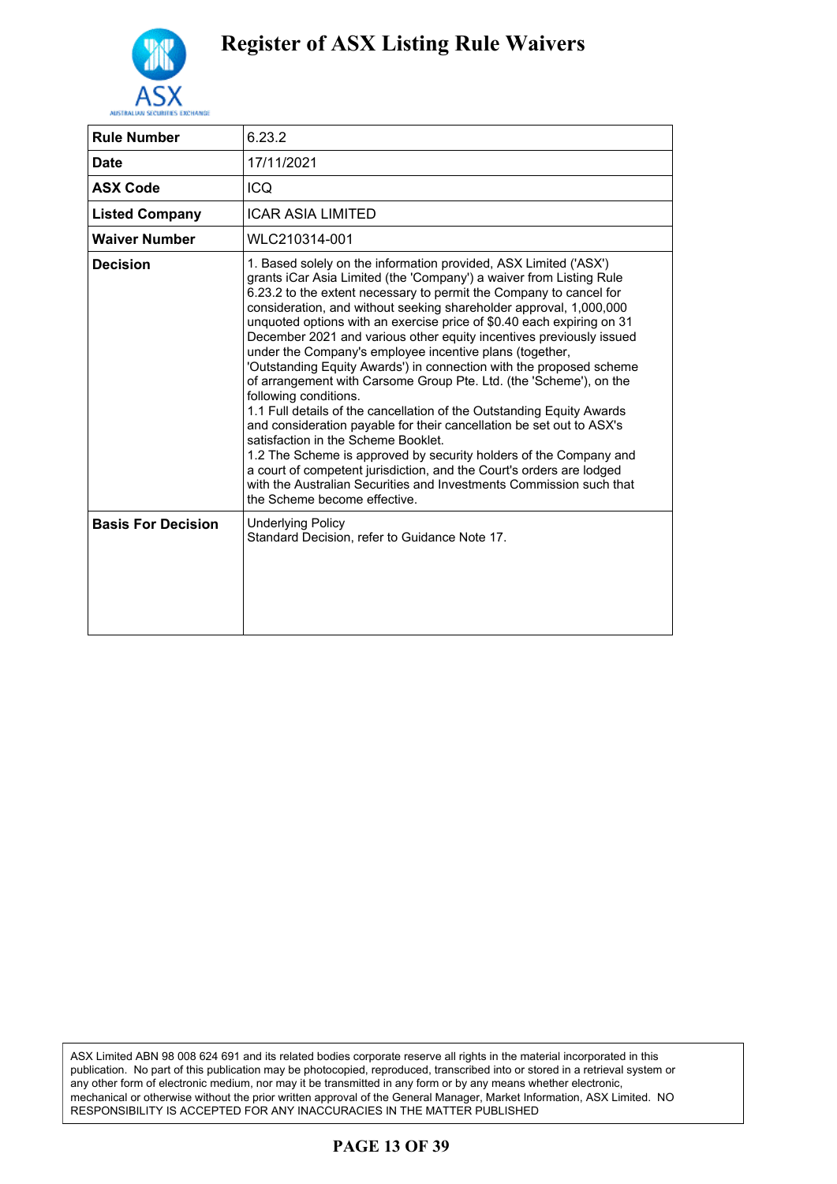# Register of ASX Listing Rule Waivers

| | |
|---|---|
| **Rule Number** | 6.23.2 |
| **Date** | 17/11/2021 |
| **ASX Code** | ICQ |
| **Listed Company** | ICAR ASIA LIMITED |
| **Waiver Number** | WLC210314-001 |
| **Decision** | 1. Based solely on the information provided, ASX Limited ('ASX') grants iCar Asia Limited (the 'Company') a waiver from Listing Rule 6.23.2 to the extent necessary to permit the Company to cancel for consideration, and without seeking shareholder approval, 1,000,000 unquoted options with an exercise price of $0.40 each expiring on 31 December 2021 and various other equity incentives previously issued under the Company's employee incentive plans (together, 'Outstanding Equity Awards') in connection with the proposed scheme of arrangement with Carsome Group Pte. Ltd. (the 'Scheme'), on the following conditions.<br>1.1 Full details of the cancellation of the Outstanding Equity Awards and consideration payable for their cancellation be set out to ASX's satisfaction in the Scheme Booklet.<br>1.2 The Scheme is approved by security holders of the Company and a court of competent jurisdiction, and the Court's orders are lodged with the Australian Securities and Investments Commission such that the Scheme become effective. |
| **Basis For Decision** | Underlying Policy<br>Standard Decision, refer to Guidance Note 17. |

ASX Limited ABN 98 008 624 691 and its related bodies corporate reserve all rights in the material incorporated in this publication. No part of this publication may be photocopied, reproduced, transcribed into or stored in a retrieval system or any other form of electronic medium, nor may it be transmitted in any form or by any means whether electronic, mechanical or otherwise without the prior written approval of the General Manager, Market Information, ASX Limited. NO RESPONSIBILITY IS ACCEPTED FOR ANY INACCURACIES IN THE MATTER PUBLISHED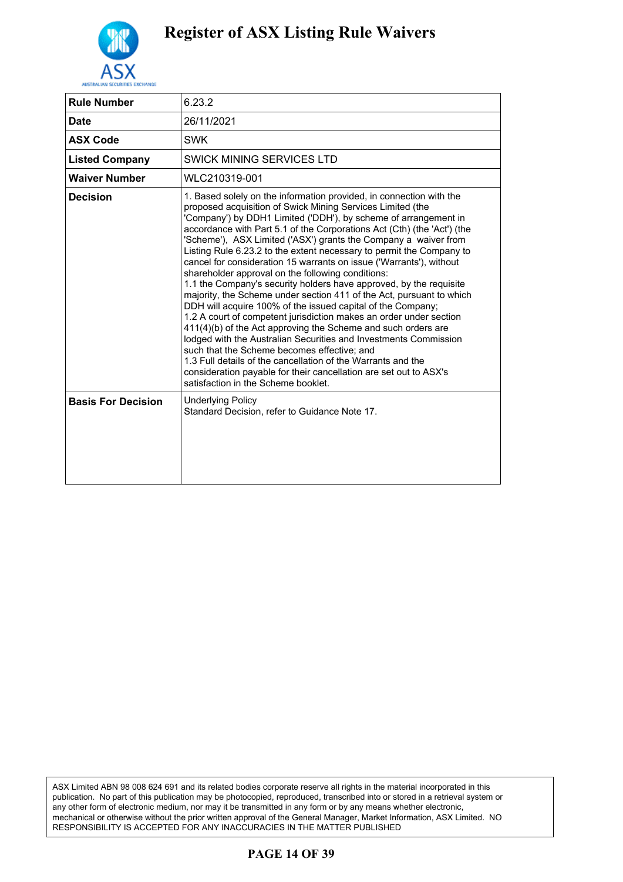# Register of ASX Listing Rule Waivers

| | |
|---|---|
| **Rule Number** | 6.23.2 |
| **Date** | 26/11/2021 |
| **ASX Code** | SWK |
| **Listed Company** | SWICK MINING SERVICES LTD |
| **Waiver Number** | WLC210319-001 |
| **Decision** | 1. Based solely on the information provided, in connection with the proposed acquisition of Swick Mining Services Limited (the 'Company') by DDH1 Limited ('DDH'), by scheme of arrangement in accordance with Part 5.1 of the Corporations Act (Cth) (the 'Act') (the 'Scheme'), ASX Limited ('ASX') grants the Company a waiver from Listing Rule 6.23.2 to the extent necessary to permit the Company to cancel for consideration 15 warrants on issue ('Warrants'), without shareholder approval on the following conditions:<br>1.1 the Company's security holders have approved, by the requisite majority, the Scheme under section 411 of the Act, pursuant to which DDH will acquire 100% of the issued capital of the Company;<br>1.2 A court of competent jurisdiction makes an order under section 411(4)(b) of the Act approving the Scheme and such orders are lodged with the Australian Securities and Investments Commission such that the Scheme becomes effective; and<br>1.3 Full details of the cancellation of the Warrants and the consideration payable for their cancellation are set out to ASX's satisfaction in the Scheme booklet. |
| **Basis For Decision** | Underlying Policy<br>Standard Decision, refer to Guidance Note 17. |

ASX Limited ABN 98 008 624 691 and its related bodies corporate reserve all rights in the material incorporated in this publication. No part of this publication may be photocopied, reproduced, transcribed into or stored in a retrieval system or any other form of electronic medium, nor may it be transmitted in any form or by any means whether electronic, mechanical or otherwise without the prior written approval of the General Manager, Market Information, ASX Limited. NO RESPONSIBILITY IS ACCEPTED FOR ANY INACCURACIES IN THE MATTER PUBLISHED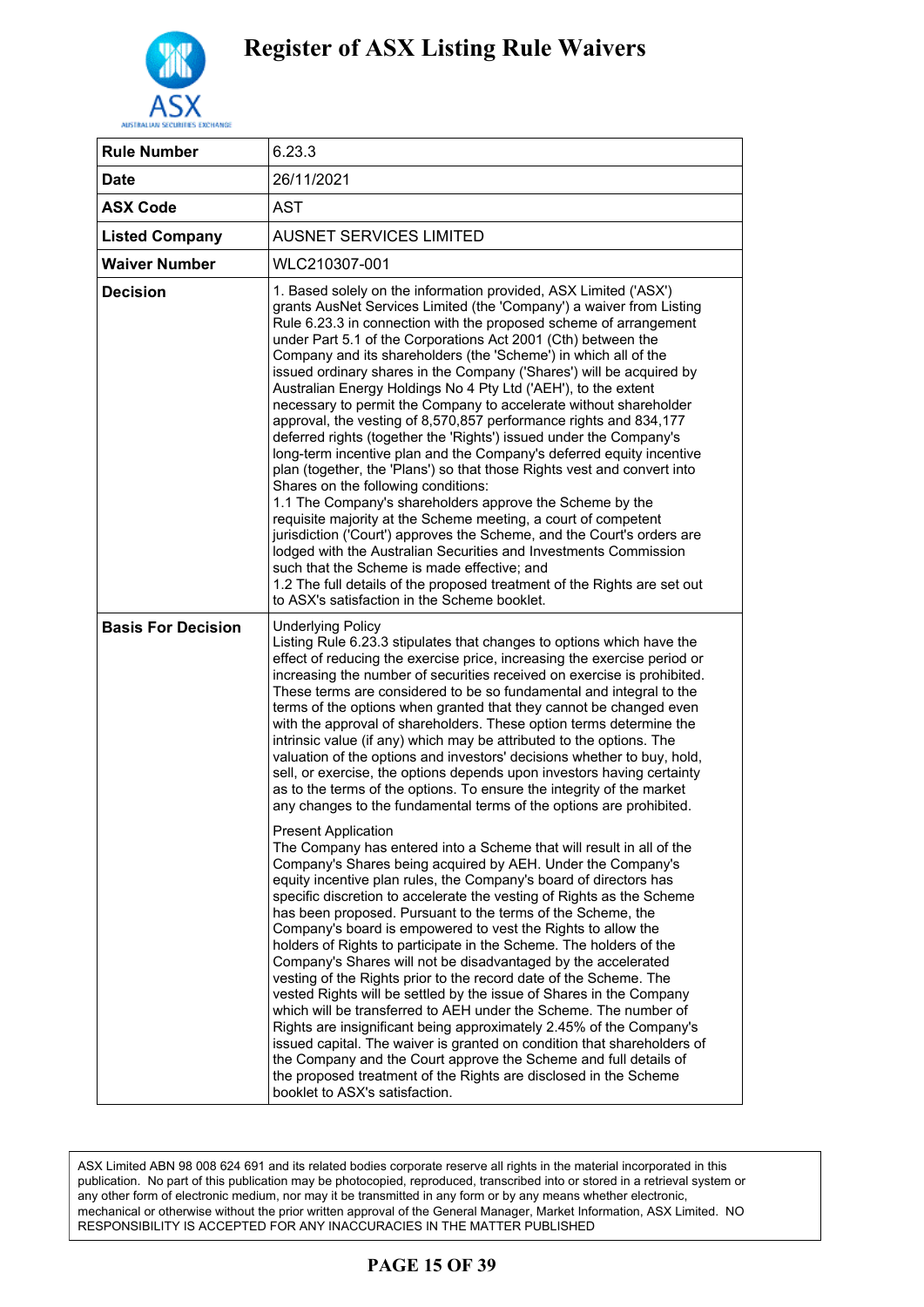# Register of ASX Listing Rule Waivers

| | |
|---|---|
| **Rule Number** | 6.23.3 |
| **Date** | 26/11/2021 |
| **ASX Code** | AST |
| **Listed Company** | AUSNET SERVICES LIMITED |
| **Waiver Number** | WLC210307-001 |
| **Decision** | 1. Based solely on the information provided, ASX Limited ('ASX') grants AusNet Services Limited (the 'Company') a waiver from Listing Rule 6.23.3 in connection with the proposed scheme of arrangement under Part 5.1 of the Corporations Act 2001 (Cth) between the Company and its shareholders (the 'Scheme') in which all of the issued ordinary shares in the Company ('Shares') will be acquired by Australian Energy Holdings No 4 Pty Ltd ('AEH'), to the extent necessary to permit the Company to accelerate without shareholder approval, the vesting of 8,570,857 performance rights and 834,177 deferred rights (together the 'Rights') issued under the Company's long-term incentive plan and the Company's deferred equity incentive plan (together, the 'Plans') so that those Rights vest and convert into Shares on the following conditions:<br>1.1 The Company's shareholders approve the Scheme by the requisite majority at the Scheme meeting, a court of competent jurisdiction ('Court') approves the Scheme, and the Court's orders are lodged with the Australian Securities and Investments Commission such that the Scheme is made effective; and<br>1.2 The full details of the proposed treatment of the Rights are set out to ASX's satisfaction in the Scheme booklet. |
| **Basis For Decision** | Underlying Policy<br>Listing Rule 6.23.3 stipulates that changes to options which have the effect of reducing the exercise price, increasing the exercise period or increasing the number of securities received on exercise is prohibited. These terms are considered to be so fundamental and integral to the terms of the options when granted that they cannot be changed even with the approval of shareholders. These option terms determine the intrinsic value (if any) which may be attributed to the options. The valuation of the options and investors' decisions whether to buy, hold, sell, or exercise, the options depends upon investors having certainty as to the terms of the options. To ensure the integrity of the market any changes to the fundamental terms of the options are prohibited.<br><br>Present Application<br>The Company has entered into a Scheme that will result in all of the Company's Shares being acquired by AEH. Under the Company's equity incentive plan rules, the Company's board of directors has specific discretion to accelerate the vesting of Rights as the Scheme has been proposed. Pursuant to the terms of the Scheme, the Company's board is empowered to vest the Rights to allow the holders of Rights to participate in the Scheme. The holders of the Company's Shares will not be disadvantaged by the accelerated vesting of the Rights prior to the record date of the Scheme. The vested Rights will be settled by the issue of Shares in the Company which will be transferred to AEH under the Scheme. The number of Rights are insignificant being approximately 2.45% of the Company's issued capital. The waiver is granted on condition that shareholders of the Company and the Court approve the Scheme and full details of the proposed treatment of the Rights are disclosed in the Scheme booklet to ASX's satisfaction. |

ASX Limited ABN 98 008 624 691 and its related bodies corporate reserve all rights in the material incorporated in this publication. No part of this publication may be photocopied, reproduced, transcribed into or stored in a retrieval system or any other form of electronic medium, nor may it be transmitted in any form or by any means whether electronic, mechanical or otherwise without the prior written approval of the General Manager, Market Information, ASX Limited. NO RESPONSIBILITY IS ACCEPTED FOR ANY INACCURACIES IN THE MATTER PUBLISHED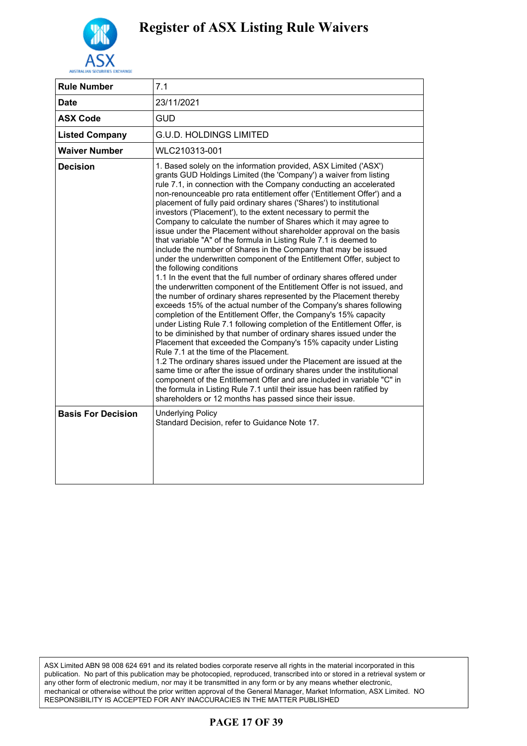# Register of ASX Listing Rule Waivers

| | |
|---|---|
| **Rule Number** | 7.1 |
| **Date** | 23/11/2021 |
| **ASX Code** | GUD |
| **Listed Company** | G.U.D. HOLDINGS LIMITED |
| **Waiver Number** | WLC210313-001 |
| **Decision** | 1. Based solely on the information provided, ASX Limited ('ASX') grants GUD Holdings Limited (the 'Company') a waiver from listing rule 7.1, in connection with the Company conducting an accelerated non-renounceable pro rata entitlement offer ('Entitlement Offer') and a placement of fully paid ordinary shares ('Shares') to institutional investors ('Placement'), to the extent necessary to permit the Company to calculate the number of Shares which it may agree to issue under the Placement without shareholder approval on the basis that variable "A" of the formula in Listing Rule 7.1 is deemed to include the number of Shares in the Company that may be issued under the underwritten component of the Entitlement Offer, subject to the following conditions<br>1.1 In the event that the full number of ordinary shares offered under the underwritten component of the Entitlement Offer is not issued, and the number of ordinary shares represented by the Placement thereby exceeds 15% of the actual number of the Company's shares following completion of the Entitlement Offer, the Company's 15% capacity under Listing Rule 7.1 following completion of the Entitlement Offer, is to be diminished by that number of ordinary shares issued under the Placement that exceeded the Company's 15% capacity under Listing Rule 7.1 at the time of the Placement.<br>1.2 The ordinary shares issued under the Placement are issued at the same time or after the issue of ordinary shares under the institutional component of the Entitlement Offer and are included in variable "C" in the formula in Listing Rule 7.1 until their issue has been ratified by shareholders or 12 months has passed since their issue. |
| **Basis For Decision** | Underlying Policy<br>Standard Decision, refer to Guidance Note 17. |

ASX Limited ABN 98 008 624 691 and its related bodies corporate reserve all rights in the material incorporated in this publication. No part of this publication may be photocopied, reproduced, transcribed into or stored in a retrieval system or any other form of electronic medium, nor may it be transmitted in any form or by any means whether electronic, mechanical or otherwise without the prior written approval of the General Manager, Market Information, ASX Limited. NO RESPONSIBILITY IS ACCEPTED FOR ANY INACCURACIES IN THE MATTER PUBLISHED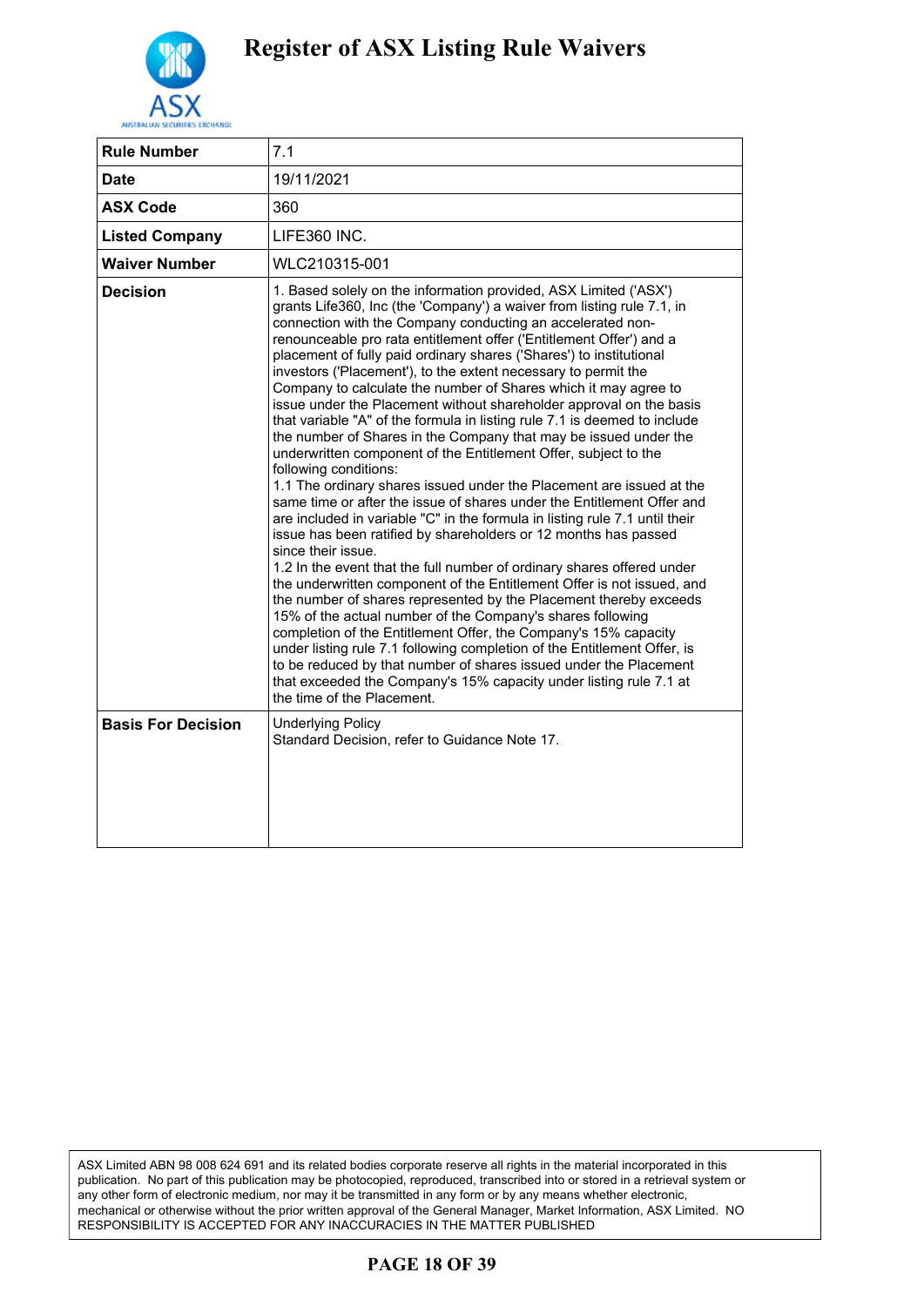# Register of ASX Listing Rule Waivers

| | |
|---|---|
| **Rule Number** | 7.1 |
| **Date** | 19/11/2021 |
| **ASX Code** | 360 |
| **Listed Company** | LIFE360 INC. |
| **Waiver Number** | WLC210315-001 |
| **Decision** | 1. Based solely on the information provided, ASX Limited ('ASX') grants Life360, Inc (the 'Company') a waiver from listing rule 7.1, in connection with the Company conducting an accelerated non-renounceable pro rata entitlement offer ('Entitlement Offer') and a placement of fully paid ordinary shares ('Shares') to institutional investors ('Placement'), to the extent necessary to permit the Company to calculate the number of Shares which it may agree to issue under the Placement without shareholder approval on the basis that variable "A" of the formula in listing rule 7.1 is deemed to include the number of Shares in the Company that may be issued under the underwritten component of the Entitlement Offer, subject to the following conditions:<br>1.1 The ordinary shares issued under the Placement are issued at the same time or after the issue of shares under the Entitlement Offer and are included in variable "C" in the formula in listing rule 7.1 until their issue has been ratified by shareholders or 12 months has passed since their issue.<br>1.2 In the event that the full number of ordinary shares offered under the underwritten component of the Entitlement Offer is not issued, and the number of shares represented by the Placement thereby exceeds 15% of the actual number of the Company's shares following completion of the Entitlement Offer, the Company's 15% capacity under listing rule 7.1 following completion of the Entitlement Offer, is to be reduced by that number of shares issued under the Placement that exceeded the Company's 15% capacity under listing rule 7.1 at the time of the Placement. |
| **Basis For Decision** | Underlying Policy<br>Standard Decision, refer to Guidance Note 17. |

ASX Limited ABN 98 008 624 691 and its related bodies corporate reserve all rights in the material incorporated in this publication. No part of this publication may be photocopied, reproduced, transcribed into or stored in a retrieval system or any other form of electronic medium, nor may it be transmitted in any form or by any means whether electronic, mechanical or otherwise without the prior written approval of the General Manager, Market Information, ASX Limited. NO RESPONSIBILITY IS ACCEPTED FOR ANY INACCURACIES IN THE MATTER PUBLISHED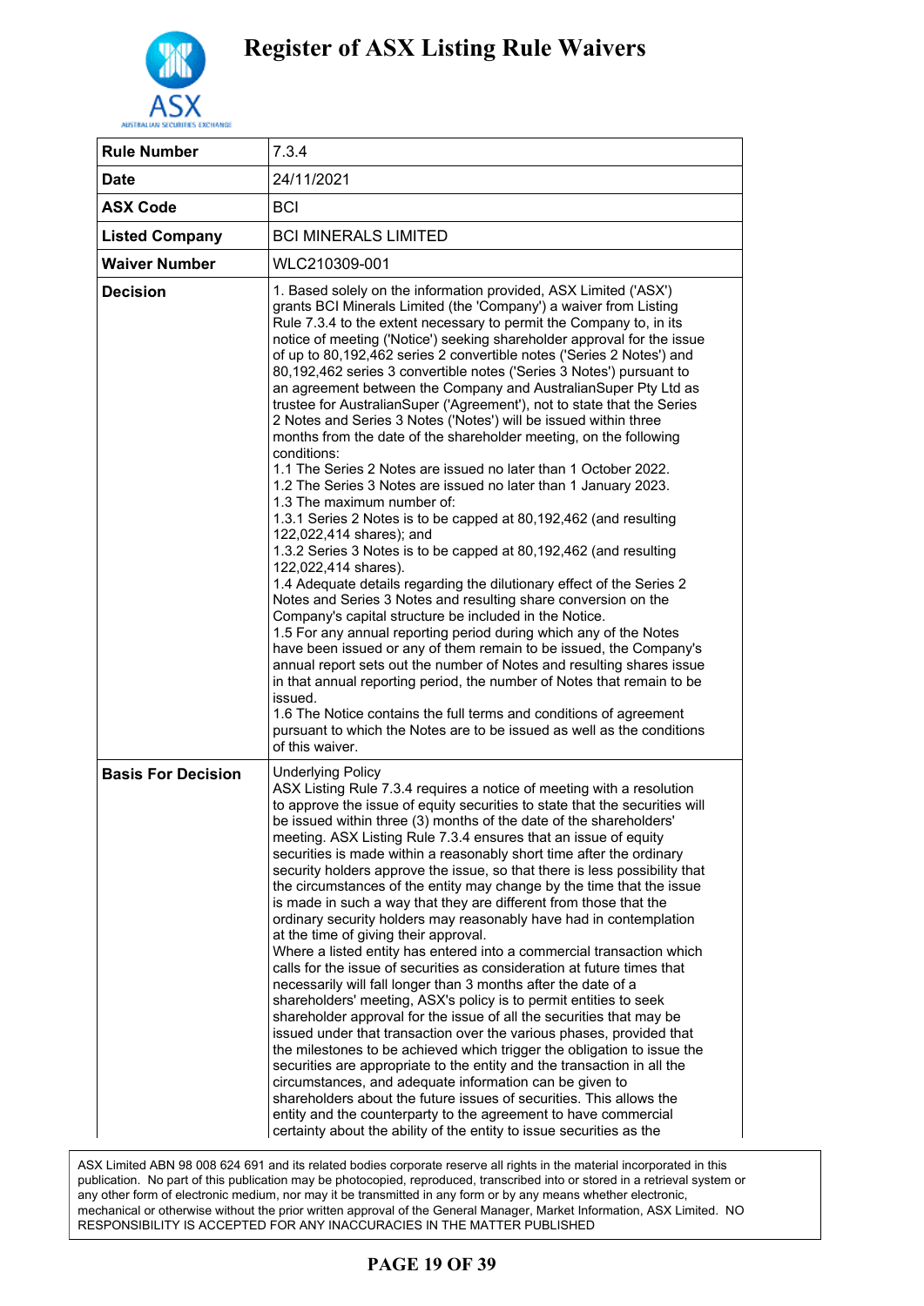# Register of ASX Listing Rule Waivers

| | |
|---|---|
| **Rule Number** | 7.3.4 |
| **Date** | 24/11/2021 |
| **ASX Code** | BCI |
| **Listed Company** | BCI MINERALS LIMITED |
| **Waiver Number** | WLC210309-001 |
| **Decision** | 1. Based solely on the information provided, ASX Limited ('ASX') grants BCI Minerals Limited (the 'Company') a waiver from Listing Rule 7.3.4 to the extent necessary to permit the Company to, in its notice of meeting ('Notice') seeking shareholder approval for the issue of up to 80,192,462 series 2 convertible notes ('Series 2 Notes') and 80,192,462 series 3 convertible notes ('Series 3 Notes') pursuant to an agreement between the Company and AustralianSuper Pty Ltd as trustee for AustralianSuper ('Agreement'), not to state that the Series 2 Notes and Series 3 Notes ('Notes') will be issued within three months from the date of the shareholder meeting, on the following conditions:<br>1.1 The Series 2 Notes are issued no later than 1 October 2022.<br>1.2 The Series 3 Notes are issued no later than 1 January 2023.<br>1.3 The maximum number of:<br>1.3.1 Series 2 Notes is to be capped at 80,192,462 (and resulting 122,022,414 shares); and<br>1.3.2 Series 3 Notes is to be capped at 80,192,462 (and resulting 122,022,414 shares).<br>1.4 Adequate details regarding the dilutionary effect of the Series 2 Notes and Series 3 Notes and resulting share conversion on the Company's capital structure be included in the Notice.<br>1.5 For any annual reporting period during which any of the Notes have been issued or any of them remain to be issued, the Company's annual report sets out the number of Notes and resulting shares issue in that annual reporting period, the number of Notes that remain to be issued.<br>1.6 The Notice contains the full terms and conditions of agreement pursuant to which the Notes are to be issued as well as the conditions of this waiver. |
| **Basis For Decision** | Underlying Policy<br>ASX Listing Rule 7.3.4 requires a notice of meeting with a resolution to approve the issue of equity securities to state that the securities will be issued within three (3) months of the date of the shareholders' meeting. ASX Listing Rule 7.3.4 ensures that an issue of equity securities is made within a reasonably short time after the ordinary security holders approve the issue, so that there is less possibility that the circumstances of the entity may change by the time that the issue is made in such a way that they are different from those that the ordinary security holders may reasonably have had in contemplation at the time of giving their approval.<br>Where a listed entity has entered into a commercial transaction which calls for the issue of securities as consideration at future times that necessarily will fall longer than 3 months after the date of a shareholders' meeting, ASX's policy is to permit entities to seek shareholder approval for the issue of all the securities that may be issued under that transaction over the various phases, provided that the milestones to be achieved which trigger the obligation to issue the securities are appropriate to the entity and the transaction in all the circumstances, and adequate information can be given to shareholders about the future issues of securities. This allows the entity and the counterparty to the agreement to have commercial certainty about the ability of the entity to issue securities as the |

ASX Limited ABN 98 008 624 691 and its related bodies corporate reserve all rights in the material incorporated in this publication. No part of this publication may be photocopied, reproduced, transcribed into or stored in a retrieval system or any other form of electronic medium, nor may it be transmitted in any form or by any means whether electronic, mechanical or otherwise without the prior written approval of the General Manager, Market Information, ASX Limited. NO RESPONSIBILITY IS ACCEPTED FOR ANY INACCURACIES IN THE MATTER PUBLISHED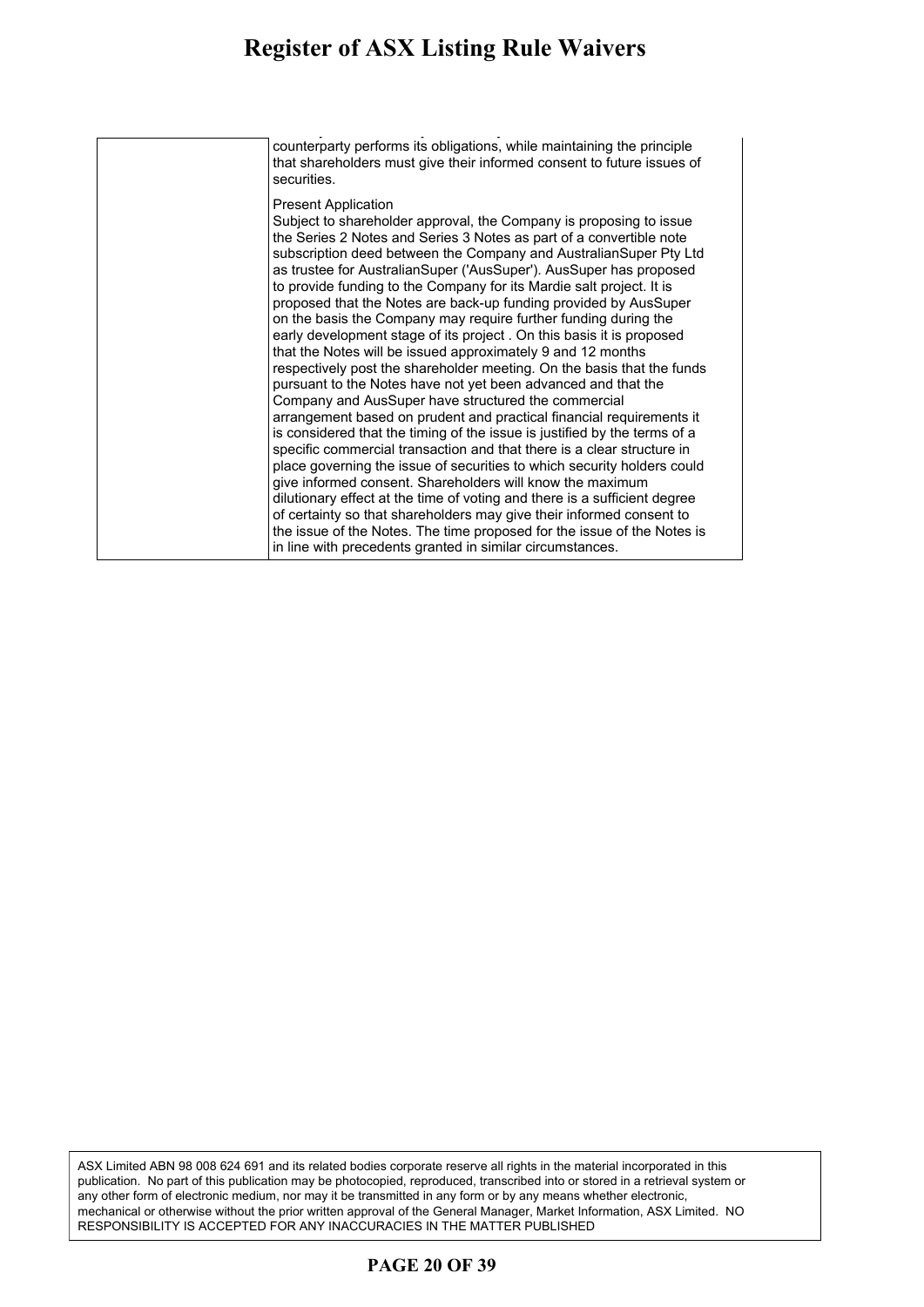| | |
|---|---|
| | counterparty performs its obligations, while maintaining the principle that shareholders must give their informed consent to future issues of securities.<br><br>Present Application<br>Subject to shareholder approval, the Company is proposing to issue the Series 2 Notes and Series 3 Notes as part of a convertible note subscription deed between the Company and AustralianSuper Pty Ltd as trustee for AustralianSuper ('AusSuper'). AusSuper has proposed to provide funding to the Company for its Mardie salt project. It is proposed that the Notes are back-up funding provided by AusSuper on the basis the Company may require further funding during the early development stage of its project . On this basis it is proposed that the Notes will be issued approximately 9 and 12 months respectively post the shareholder meeting. On the basis that the funds pursuant to the Notes have not yet been advanced and that the Company and AusSuper have structured the commercial arrangement based on prudent and practical financial requirements it is considered that the timing of the issue is justified by the terms of a specific commercial transaction and that there is a clear structure in place governing the issue of securities to which security holders could give informed consent. Shareholders will know the maximum dilutionary effect at the time of voting and there is a sufficient degree of certainty so that shareholders may give their informed consent to the issue of the Notes. The time proposed for the issue of the Notes is in line with precedents granted in similar circumstances. |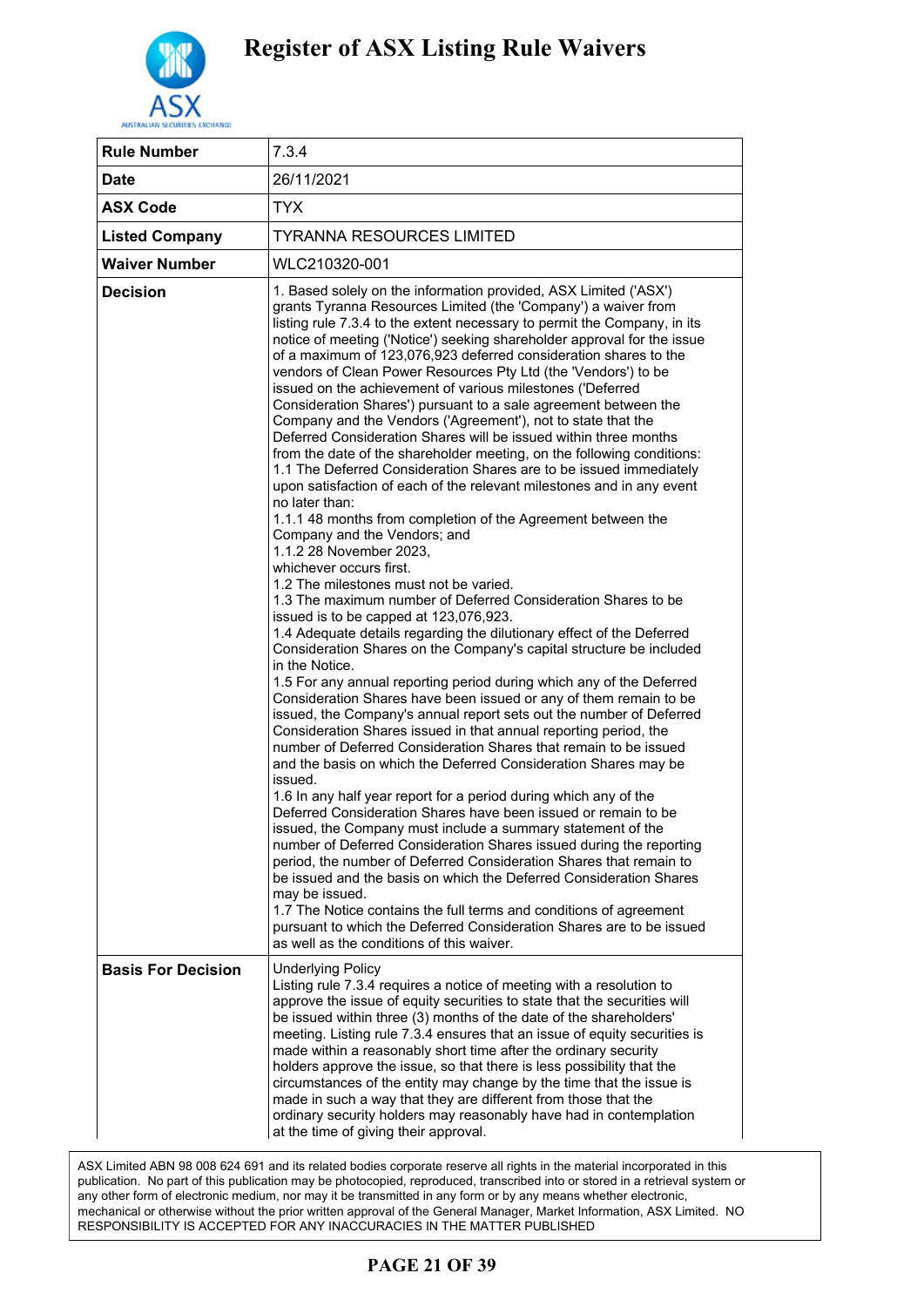# Register of ASX Listing Rule Waivers

| | |
|---|---|
| **Rule Number** | 7.3.4 |
| **Date** | 26/11/2021 |
| **ASX Code** | TYX |
| **Listed Company** | TYRANNA RESOURCES LIMITED |
| **Waiver Number** | WLC210320-001 |
| **Decision** | 1. Based solely on the information provided, ASX Limited ('ASX') grants Tyranna Resources Limited (the 'Company') a waiver from listing rule 7.3.4 to the extent necessary to permit the Company, in its notice of meeting ('Notice') seeking shareholder approval for the issue of a maximum of 123,076,923 deferred consideration shares to the vendors of Clean Power Resources Pty Ltd (the 'Vendors') to be issued on the achievement of various milestones ('Deferred Consideration Shares') pursuant to a sale agreement between the Company and the Vendors ('Agreement'), not to state that the Deferred Consideration Shares will be issued within three months from the date of the shareholder meeting, on the following conditions:<br>1.1 The Deferred Consideration Shares are to be issued immediately upon satisfaction of each of the relevant milestones and in any event no later than:<br>1.1.1 48 months from completion of the Agreement between the Company and the Vendors; and<br>1.1.2 28 November 2023,<br>whichever occurs first.<br>1.2 The milestones must not be varied.<br>1.3 The maximum number of Deferred Consideration Shares to be issued is to be capped at 123,076,923.<br>1.4 Adequate details regarding the dilutionary effect of the Deferred Consideration Shares on the Company's capital structure be included in the Notice.<br>1.5 For any annual reporting period during which any of the Deferred Consideration Shares have been issued or any of them remain to be issued, the Company's annual report sets out the number of Deferred Consideration Shares issued in that annual reporting period, the number of Deferred Consideration Shares that remain to be issued and the basis on which the Deferred Consideration Shares may be issued.<br>1.6 In any half year report for a period during which any of the Deferred Consideration Shares have been issued or remain to be issued, the Company must include a summary statement of the number of Deferred Consideration Shares issued during the reporting period, the number of Deferred Consideration Shares that remain to be issued and the basis on which the Deferred Consideration Shares may be issued.<br>1.7 The Notice contains the full terms and conditions of agreement pursuant to which the Deferred Consideration Shares are to be issued as well as the conditions of this waiver. |
| **Basis For Decision** | Underlying Policy<br>Listing rule 7.3.4 requires a notice of meeting with a resolution to approve the issue of equity securities to state that the securities will be issued within three (3) months of the date of the shareholders' meeting. Listing rule 7.3.4 ensures that an issue of equity securities is made within a reasonably short time after the ordinary security holders approve the issue, so that there is less possibility that the circumstances of the entity may change by the time that the issue is made in such a way that they are different from those that the ordinary security holders may reasonably have had in contemplation at the time of giving their approval. |

ASX Limited ABN 98 008 624 691 and its related bodies corporate reserve all rights in the material incorporated in this publication. No part of this publication may be photocopied, reproduced, transcribed into or stored in a retrieval system or any other form of electronic medium, nor may it be transmitted in any form or by any means whether electronic, mechanical or otherwise without the prior written approval of the General Manager, Market Information, ASX Limited. NO RESPONSIBILITY IS ACCEPTED FOR ANY INACCURACIES IN THE MATTER PUBLISHED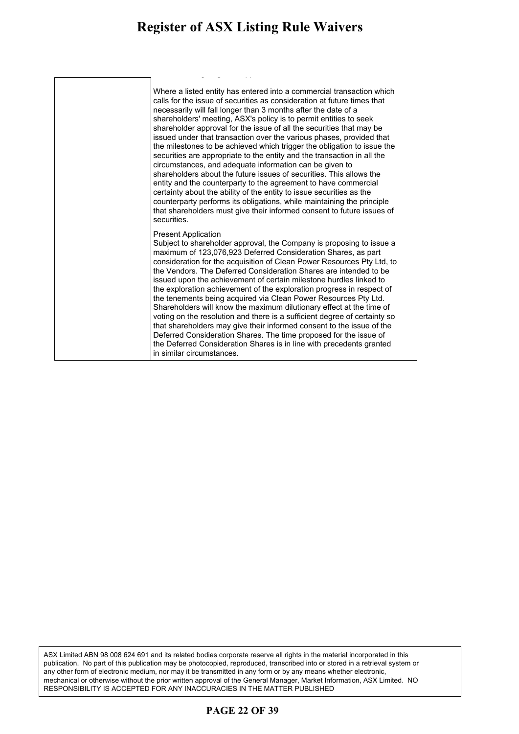| | |
|---|---|
| | Where a listed entity has entered into a commercial transaction which calls for the issue of securities as consideration at future times that necessarily will fall longer than 3 months after the date of a shareholders' meeting, ASX's policy is to permit entities to seek shareholder approval for the issue of all the securities that may be issued under that transaction over the various phases, provided that the milestones to be achieved which trigger the obligation to issue the securities are appropriate to the entity and the transaction in all the circumstances, and adequate information can be given to shareholders about the future issues of securities. This allows the entity and the counterparty to the agreement to have commercial certainty about the ability of the entity to issue securities as the counterparty performs its obligations, while maintaining the principle that shareholders must give their informed consent to future issues of securities.<br><br>Present Application<br>Subject to shareholder approval, the Company is proposing to issue a maximum of 123,076,923 Deferred Consideration Shares, as part consideration for the acquisition of Clean Power Resources Pty Ltd, to the Vendors. The Deferred Consideration Shares are intended to be issued upon the achievement of certain milestone hurdles linked to the exploration achievement of the exploration progress in respect of the tenements being acquired via Clean Power Resources Pty Ltd. Shareholders will know the maximum dilutionary effect at the time of voting on the resolution and there is a sufficient degree of certainty so that shareholders may give their informed consent to the issue of the Deferred Consideration Shares. The time proposed for the issue of the Deferred Consideration Shares is in line with precedents granted in similar circumstances. |

ASX Limited ABN 98 008 624 691 and its related bodies corporate reserve all rights in the material incorporated in this publication. No part of this publication may be photocopied, reproduced, transcribed into or stored in a retrieval system or any other form of electronic medium, nor may it be transmitted in any form or by any means whether electronic, mechanical or otherwise without the prior written approval of the General Manager, Market Information, ASX Limited. NO RESPONSIBILITY IS ACCEPTED FOR ANY INACCURACIES IN THE MATTER PUBLISHED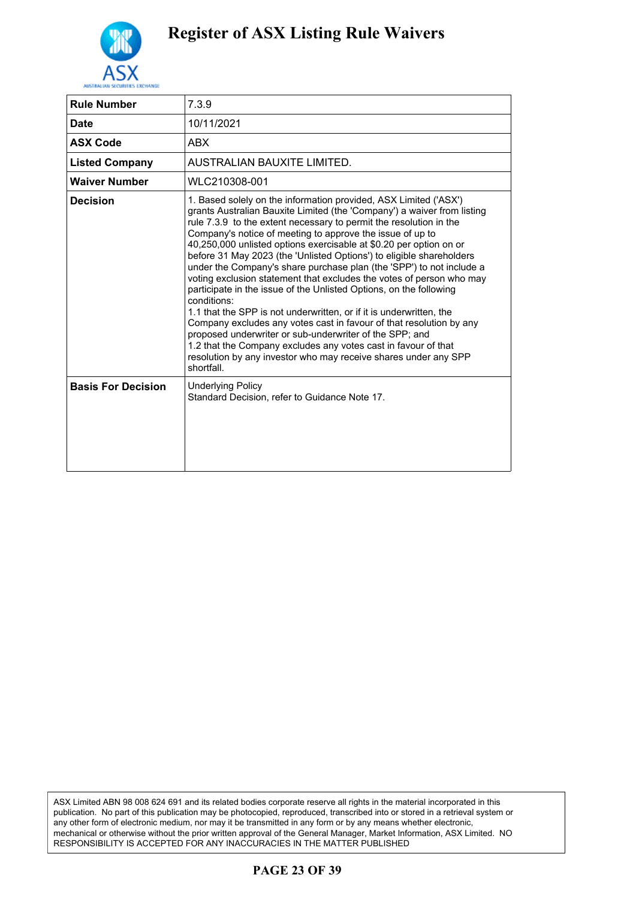# Register of ASX Listing Rule Waivers

| | |
|---|---|
| **Rule Number** | 7.3.9 |
| **Date** | 10/11/2021 |
| **ASX Code** | ABX |
| **Listed Company** | AUSTRALIAN BAUXITE LIMITED. |
| **Waiver Number** | WLC210308-001 |
| **Decision** | 1. Based solely on the information provided, ASX Limited ('ASX') grants Australian Bauxite Limited (the 'Company') a waiver from listing rule 7.3.9 to the extent necessary to permit the resolution in the Company's notice of meeting to approve the issue of up to 40,250,000 unlisted options exercisable at $0.20 per option on or before 31 May 2023 (the 'Unlisted Options') to eligible shareholders under the Company's share purchase plan (the 'SPP') to not include a voting exclusion statement that excludes the votes of person who may participate in the issue of the Unlisted Options, on the following conditions:<br>1.1 that the SPP is not underwritten, or if it is underwritten, the Company excludes any votes cast in favour of that resolution by any proposed underwriter or sub-underwriter of the SPP; and<br>1.2 that the Company excludes any votes cast in favour of that resolution by any investor who may receive shares under any SPP shortfall. |
| **Basis For Decision** | Underlying Policy<br>Standard Decision, refer to Guidance Note 17. |

ASX Limited ABN 98 008 624 691 and its related bodies corporate reserve all rights in the material incorporated in this publication. No part of this publication may be photocopied, reproduced, transcribed into or stored in a retrieval system or any other form of electronic medium, nor may it be transmitted in any form or by any means whether electronic, mechanical or otherwise without the prior written approval of the General Manager, Market Information, ASX Limited. NO RESPONSIBILITY IS ACCEPTED FOR ANY INACCURACIES IN THE MATTER PUBLISHED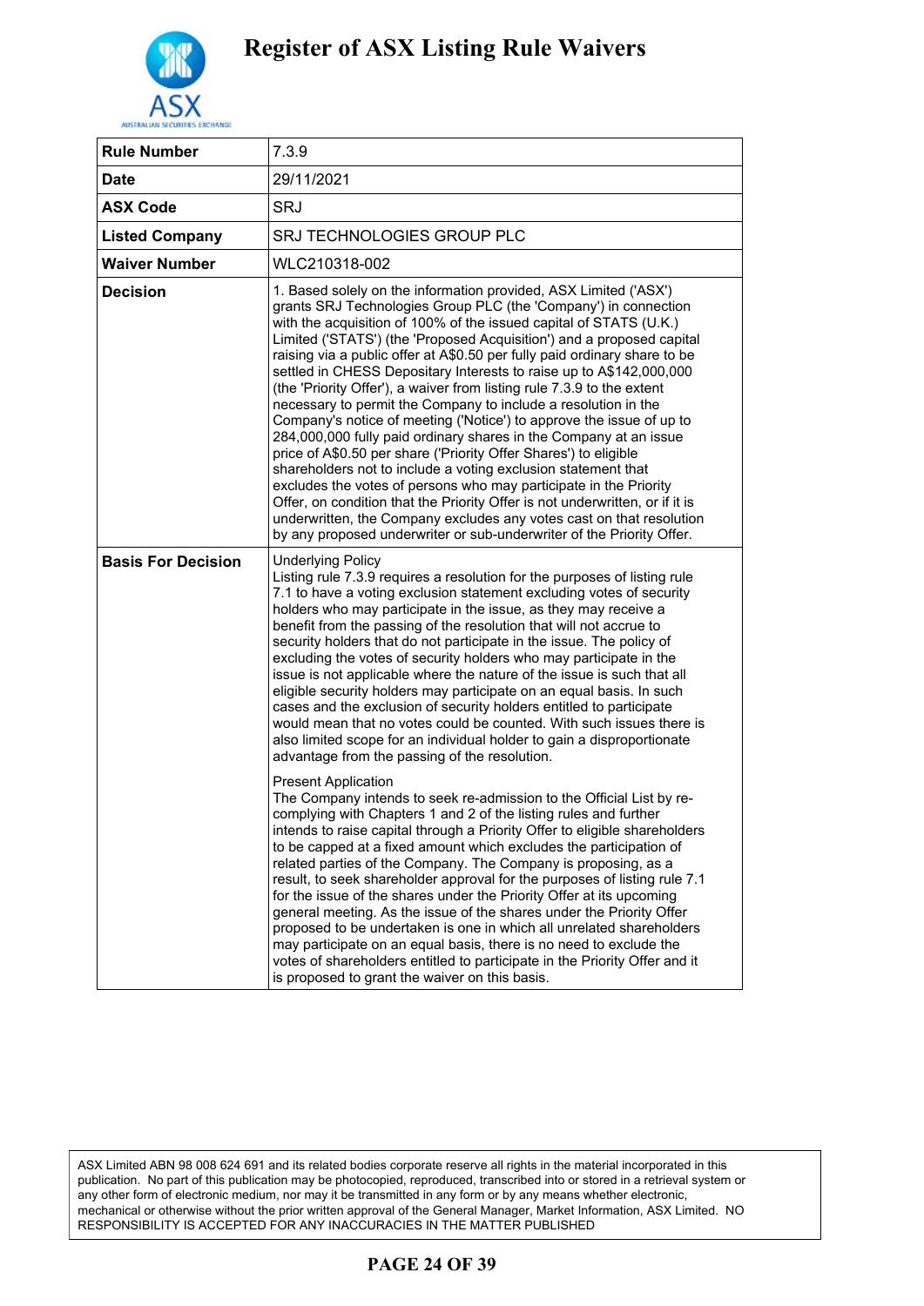# Register of ASX Listing Rule Waivers

| | |
|---|---|
| **Rule Number** | 7.3.9 |
| **Date** | 29/11/2021 |
| **ASX Code** | SRJ |
| **Listed Company** | SRJ TECHNOLOGIES GROUP PLC |
| **Waiver Number** | WLC210318-002 |
| **Decision** | 1. Based solely on the information provided, ASX Limited ('ASX') grants SRJ Technologies Group PLC (the 'Company') in connection with the acquisition of 100% of the issued capital of STATS (U.K.) Limited ('STATS') (the 'Proposed Acquisition') and a proposed capital raising via a public offer at A$0.50 per fully paid ordinary share to be settled in CHESS Depositary Interests to raise up to A$142,000,000 (the 'Priority Offer'), a waiver from listing rule 7.3.9 to the extent necessary to permit the Company to include a resolution in the Company's notice of meeting ('Notice') to approve the issue of up to 284,000,000 fully paid ordinary shares in the Company at an issue price of A$0.50 per share ('Priority Offer Shares') to eligible shareholders not to include a voting exclusion statement that excludes the votes of persons who may participate in the Priority Offer, on condition that the Priority Offer is not underwritten, or if it is underwritten, the Company excludes any votes cast on that resolution by any proposed underwriter or sub-underwriter of the Priority Offer. |
| **Basis For Decision** | Underlying Policy<br>Listing rule 7.3.9 requires a resolution for the purposes of listing rule 7.1 to have a voting exclusion statement excluding votes of security holders who may participate in the issue, as they may receive a benefit from the passing of the resolution that will not accrue to security holders that do not participate in the issue. The policy of excluding the votes of security holders who may participate in the issue is not applicable where the nature of the issue is such that all eligible security holders may participate on an equal basis. In such cases and the exclusion of security holders entitled to participate would mean that no votes could be counted. With such issues there is also limited scope for an individual holder to gain a disproportionate advantage from the passing of the resolution.<br><br>Present Application<br>The Company intends to seek re-admission to the Official List by re-complying with Chapters 1 and 2 of the listing rules and further intends to raise capital through a Priority Offer to eligible shareholders to be capped at a fixed amount which excludes the participation of related parties of the Company. The Company is proposing, as a result, to seek shareholder approval for the purposes of listing rule 7.1 for the issue of the shares under the Priority Offer at its upcoming general meeting. As the issue of the shares under the Priority Offer proposed to be undertaken is one in which all unrelated shareholders may participate on an equal basis, there is no need to exclude the votes of shareholders entitled to participate in the Priority Offer and it is proposed to grant the waiver on this basis. |

ASX Limited ABN 98 008 624 691 and its related bodies corporate reserve all rights in the material incorporated in this publication. No part of this publication may be photocopied, reproduced, transcribed into or stored in a retrieval system or any other form of electronic medium, nor may it be transmitted in any form or by any means whether electronic, mechanical or otherwise without the prior written approval of the General Manager, Market Information, ASX Limited. NO RESPONSIBILITY IS ACCEPTED FOR ANY INACCURACIES IN THE MATTER PUBLISHED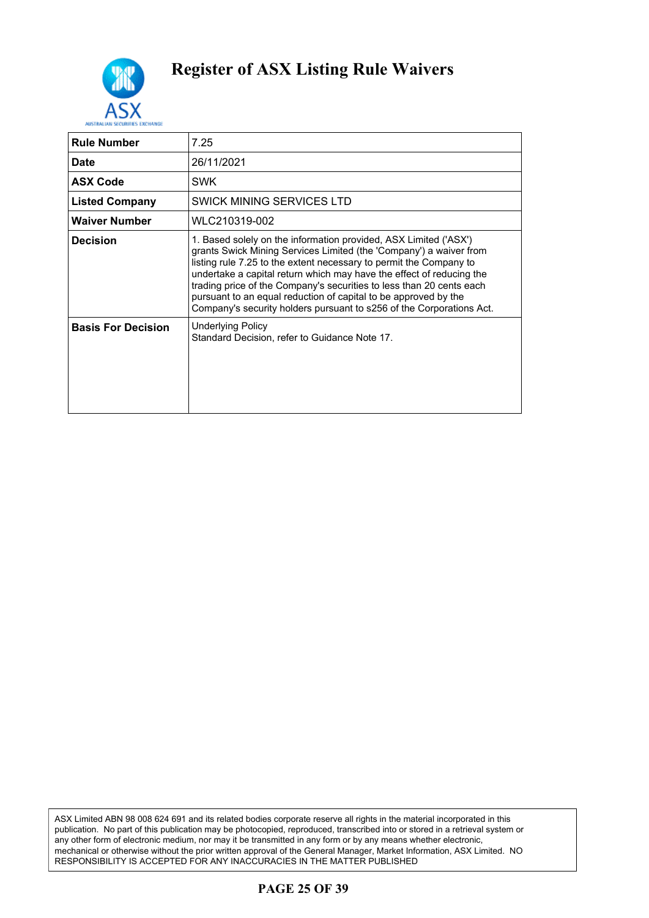# Register of ASX Listing Rule Waivers

| | |
|---|---|
| **Rule Number** | 7.25 |
| **Date** | 26/11/2021 |
| **ASX Code** | SWK |
| **Listed Company** | SWICK MINING SERVICES LTD |
| **Waiver Number** | WLC210319-002 |
| **Decision** | 1. Based solely on the information provided, ASX Limited ('ASX') grants Swick Mining Services Limited (the 'Company') a waiver from listing rule 7.25 to the extent necessary to permit the Company to undertake a capital return which may have the effect of reducing the trading price of the Company's securities to less than 20 cents each pursuant to an equal reduction of capital to be approved by the Company's security holders pursuant to s256 of the Corporations Act. |
| **Basis For Decision** | Underlying Policy<br>Standard Decision, refer to Guidance Note 17. |

ASX Limited ABN 98 008 624 691 and its related bodies corporate reserve all rights in the material incorporated in this publication. No part of this publication may be photocopied, reproduced, transcribed into or stored in a retrieval system or any other form of electronic medium, nor may it be transmitted in any form or by any means whether electronic, mechanical or otherwise without the prior written approval of the General Manager, Market Information, ASX Limited. NO RESPONSIBILITY IS ACCEPTED FOR ANY INACCURACIES IN THE MATTER PUBLISHED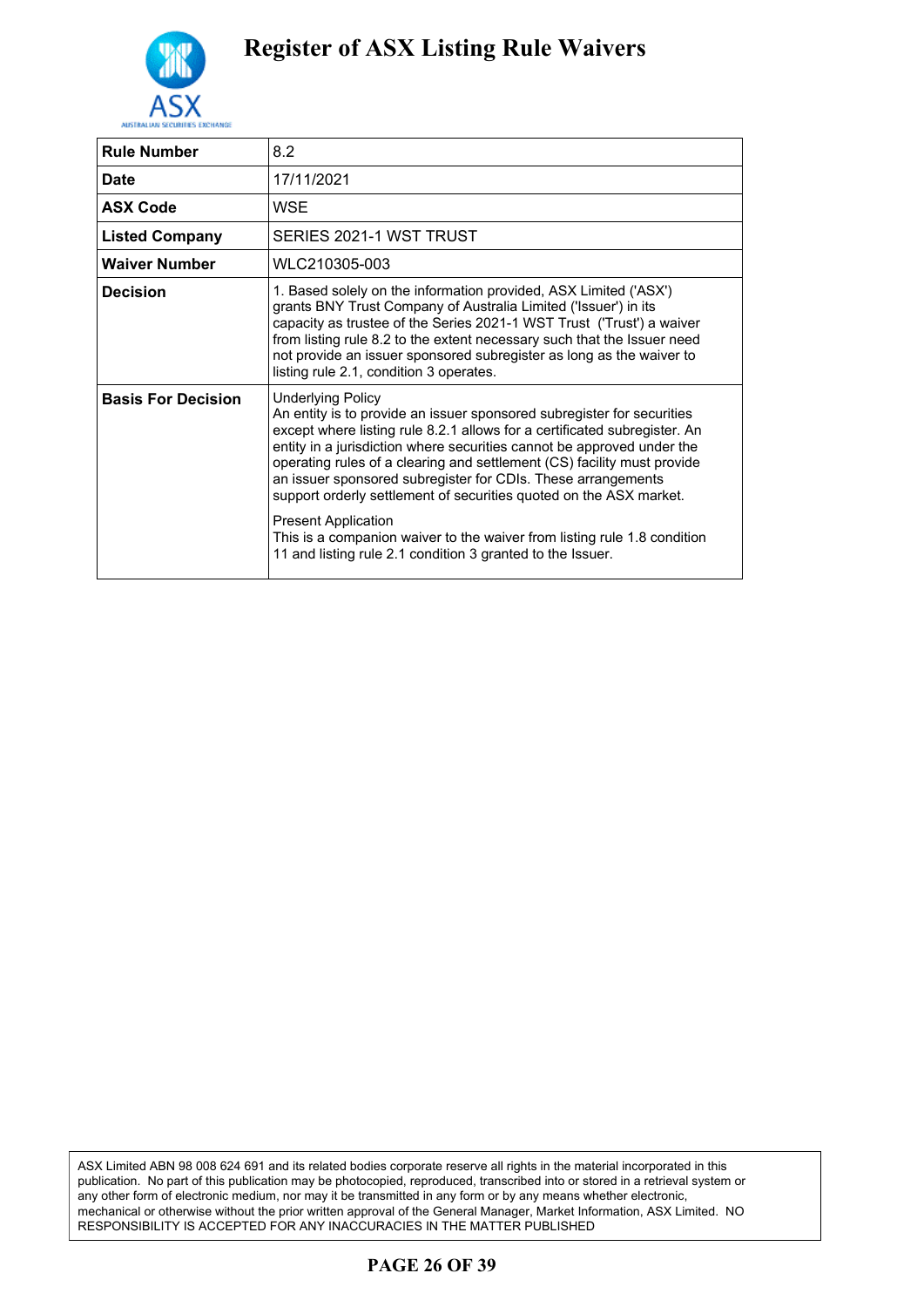# Register of ASX Listing Rule Waivers

| | |
|---|---|
| **Rule Number** | 8.2 |
| **Date** | 17/11/2021 |
| **ASX Code** | WSE |
| **Listed Company** | SERIES 2021-1 WST TRUST |
| **Waiver Number** | WLC210305-003 |
| **Decision** | 1. Based solely on the information provided, ASX Limited ('ASX') grants BNY Trust Company of Australia Limited ('Issuer') in its capacity as trustee of the Series 2021-1 WST Trust ('Trust') a waiver from listing rule 8.2 to the extent necessary such that the Issuer need not provide an issuer sponsored subregister as long as the waiver to listing rule 2.1, condition 3 operates. |
| **Basis For Decision** | Underlying Policy<br>An entity is to provide an issuer sponsored subregister for securities except where listing rule 8.2.1 allows for a certificated subregister. An entity in a jurisdiction where securities cannot be approved under the operating rules of a clearing and settlement (CS) facility must provide an issuer sponsored subregister for CDIs. These arrangements support orderly settlement of securities quoted on the ASX market.<br><br>Present Application<br>This is a companion waiver to the waiver from listing rule 1.8 condition 11 and listing rule 2.1 condition 3 granted to the Issuer. |

ASX Limited ABN 98 008 624 691 and its related bodies corporate reserve all rights in the material incorporated in this publication. No part of this publication may be photocopied, reproduced, transcribed into or stored in a retrieval system or any other form of electronic medium, nor may it be transmitted in any form or by any means whether electronic, mechanical or otherwise without the prior written approval of the General Manager, Market Information, ASX Limited. NO RESPONSIBILITY IS ACCEPTED FOR ANY INACCURACIES IN THE MATTER PUBLISHED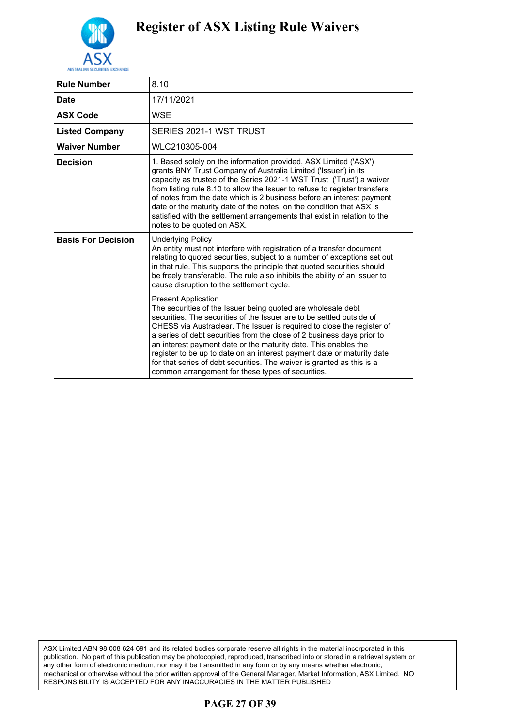# Register of ASX Listing Rule Waivers

| | |
|---|---|
| **Rule Number** | 8.10 |
| **Date** | 17/11/2021 |
| **ASX Code** | WSE |
| **Listed Company** | SERIES 2021-1 WST TRUST |
| **Waiver Number** | WLC210305-004 |
| **Decision** | 1. Based solely on the information provided, ASX Limited ('ASX') grants BNY Trust Company of Australia Limited ('Issuer') in its capacity as trustee of the Series 2021-1 WST Trust ('Trust') a waiver from listing rule 8.10 to allow the Issuer to refuse to register transfers of notes from the date which is 2 business before an interest payment date or the maturity date of the notes, on the condition that ASX is satisfied with the settlement arrangements that exist in relation to the notes to be quoted on ASX. |
| **Basis For Decision** | Underlying Policy<br>An entity must not interfere with registration of a transfer document relating to quoted securities, subject to a number of exceptions set out in that rule. This supports the principle that quoted securities should be freely transferable. The rule also inhibits the ability of an issuer to cause disruption to the settlement cycle.<br><br>Present Application<br>The securities of the Issuer being quoted are wholesale debt securities. The securities of the Issuer are to be settled outside of CHESS via Austraclear. The Issuer is required to close the register of a series of debt securities from the close of 2 business days prior to an interest payment date or the maturity date. This enables the register to be up to date on an interest payment date or maturity date for that series of debt securities. The waiver is granted as this is a common arrangement for these types of securities. |

ASX Limited ABN 98 008 624 691 and its related bodies corporate reserve all rights in the material incorporated in this publication. No part of this publication may be photocopied, reproduced, transcribed into or stored in a retrieval system or any other form of electronic medium, nor may it be transmitted in any form or by any means whether electronic, mechanical or otherwise without the prior written approval of the General Manager, Market Information, ASX Limited. NO RESPONSIBILITY IS ACCEPTED FOR ANY INACCURACIES IN THE MATTER PUBLISHED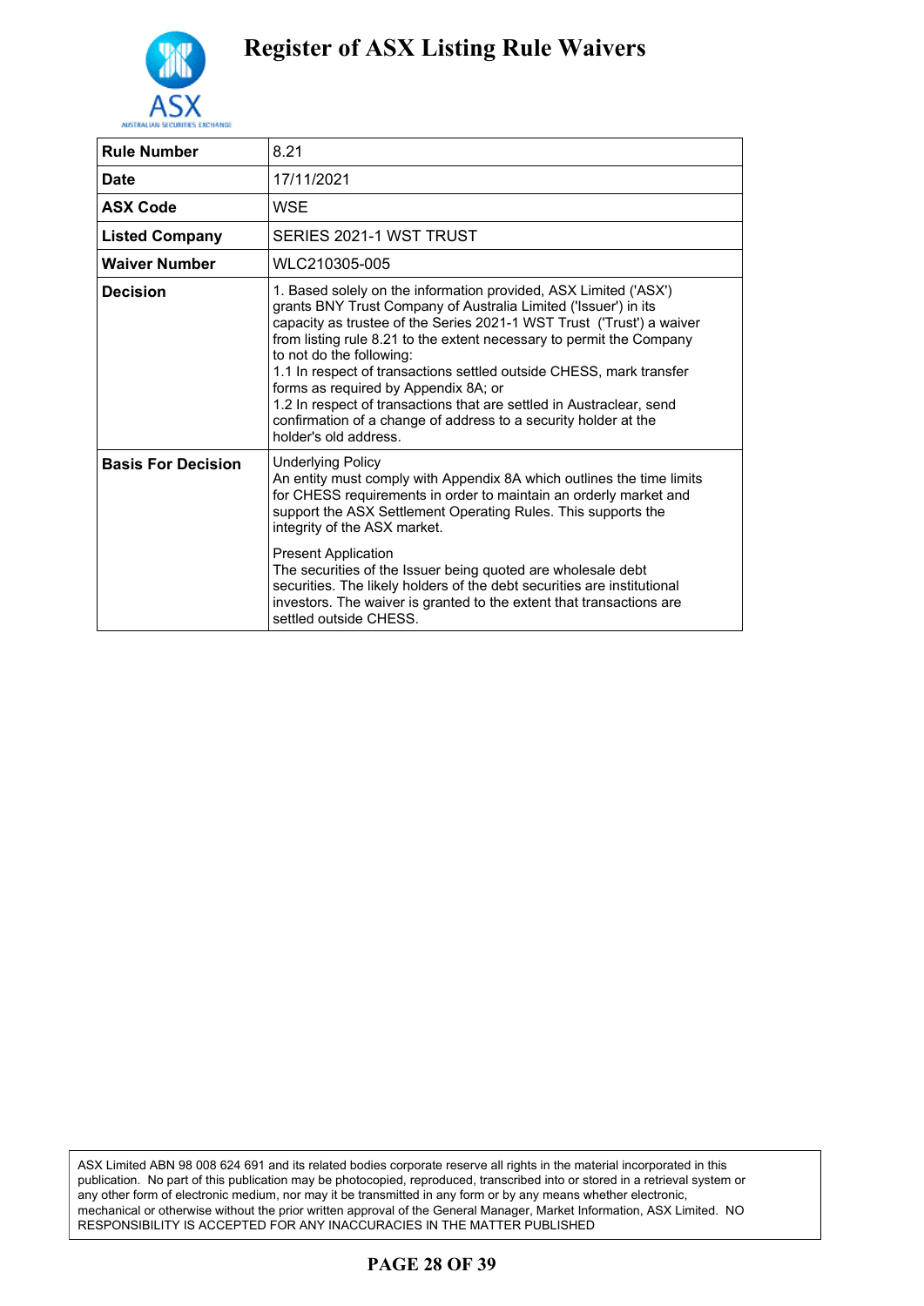# Register of ASX Listing Rule Waivers

| | |
|---|---|
| **Rule Number** | 8.21 |
| **Date** | 17/11/2021 |
| **ASX Code** | WSE |
| **Listed Company** | SERIES 2021-1 WST TRUST |
| **Waiver Number** | WLC210305-005 |
| **Decision** | 1. Based solely on the information provided, ASX Limited ('ASX') grants BNY Trust Company of Australia Limited ('Issuer') in its capacity as trustee of the Series 2021-1 WST Trust ('Trust') a waiver from listing rule 8.21 to the extent necessary to permit the Company to not do the following:<br>1.1 In respect of transactions settled outside CHESS, mark transfer forms as required by Appendix 8A; or<br>1.2 In respect of transactions that are settled in Austraclear, send confirmation of a change of address to a security holder at the holder's old address. |
| **Basis For Decision** | Underlying Policy<br>An entity must comply with Appendix 8A which outlines the time limits for CHESS requirements in order to maintain an orderly market and support the ASX Settlement Operating Rules. This supports the integrity of the ASX market.<br><br>Present Application<br>The securities of the Issuer being quoted are wholesale debt securities. The likely holders of the debt securities are institutional investors. The waiver is granted to the extent that transactions are settled outside CHESS. |

ASX Limited ABN 98 008 624 691 and its related bodies corporate reserve all rights in the material incorporated in this publication. No part of this publication may be photocopied, reproduced, transcribed into or stored in a retrieval system or any other form of electronic medium, nor may it be transmitted in any form or by any means whether electronic, mechanical or otherwise without the prior written approval of the General Manager, Market Information, ASX Limited. NO RESPONSIBILITY IS ACCEPTED FOR ANY INACCURACIES IN THE MATTER PUBLISHED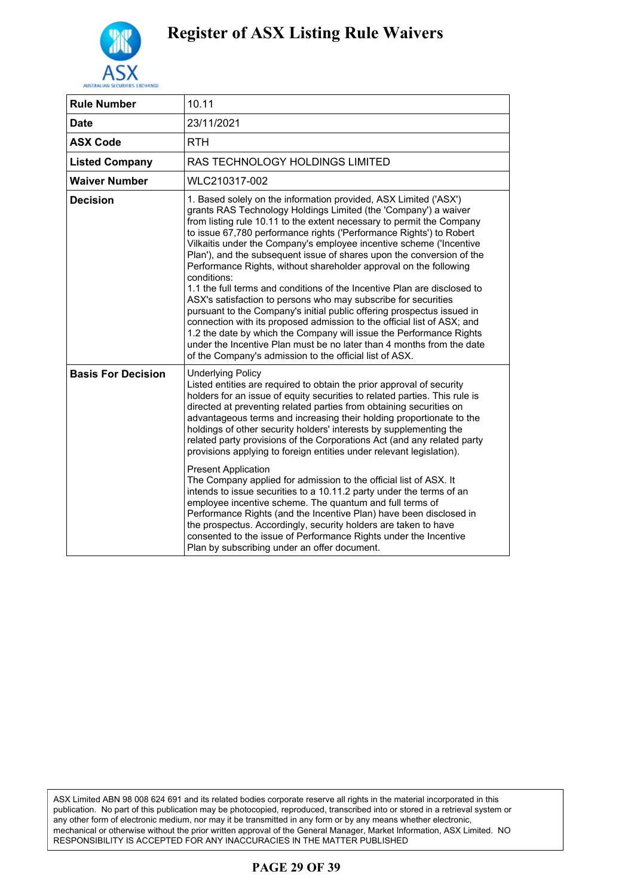# Register of ASX Listing Rule Waivers

| | |
|---|---|
| **Rule Number** | 10.11 |
| **Date** | 23/11/2021 |
| **ASX Code** | RTH |
| **Listed Company** | RAS TECHNOLOGY HOLDINGS LIMITED |
| **Waiver Number** | WLC210317-002 |
| **Decision** | 1. Based solely on the information provided, ASX Limited ('ASX') grants RAS Technology Holdings Limited (the 'Company') a waiver from listing rule 10.11 to the extent necessary to permit the Company to issue 67,780 performance rights ('Performance Rights') to Robert Vilkaitis under the Company's employee incentive scheme ('Incentive Plan'), and the subsequent issue of shares upon the conversion of the Performance Rights, without shareholder approval on the following conditions:<br>1.1 the full terms and conditions of the Incentive Plan are disclosed to ASX's satisfaction to persons who may subscribe for securities pursuant to the Company's initial public offering prospectus issued in connection with its proposed admission to the official list of ASX; and<br>1.2 the date by which the Company will issue the Performance Rights under the Incentive Plan must be no later than 4 months from the date of the Company's admission to the official list of ASX. |
| **Basis For Decision** | Underlying Policy<br>Listed entities are required to obtain the prior approval of security holders for an issue of equity securities to related parties. This rule is directed at preventing related parties from obtaining securities on advantageous terms and increasing their holding proportionate to the holdings of other security holders' interests by supplementing the related party provisions of the Corporations Act (and any related party provisions applying to foreign entities under relevant legislation).<br><br>Present Application<br>The Company applied for admission to the official list of ASX. It intends to issue securities to a 10.11.2 party under the terms of an employee incentive scheme. The quantum and full terms of Performance Rights (and the Incentive Plan) have been disclosed in the prospectus. Accordingly, security holders are taken to have consented to the issue of Performance Rights under the Incentive Plan by subscribing under an offer document. |

ASX Limited ABN 98 008 624 691 and its related bodies corporate reserve all rights in the material incorporated in this publication. No part of this publication may be photocopied, reproduced, transcribed into or stored in a retrieval system or any other form of electronic medium, nor may it be transmitted in any form or by any means whether electronic, mechanical or otherwise without the prior written approval of the General Manager, Market Information, ASX Limited. NO RESPONSIBILITY IS ACCEPTED FOR ANY INACCURACIES IN THE MATTER PUBLISHED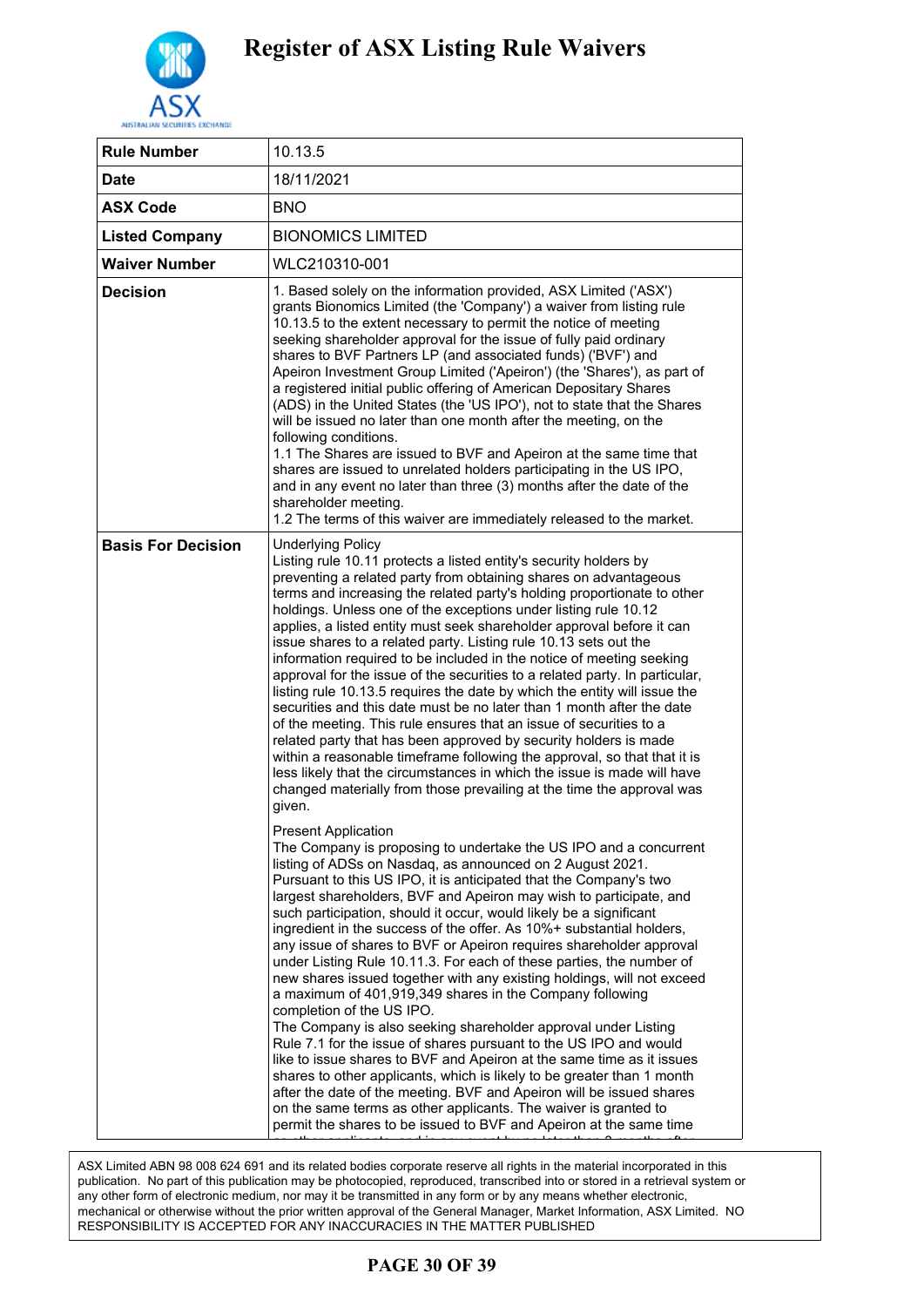# Register of ASX Listing Rule Waivers

| Rule Number | 10.13.5 |
|---|---|
| Date | 18/11/2021 |
| ASX Code | BNO |
| Listed Company | BIONOMICS LIMITED |
| Waiver Number | WLC210310-001 |
| Decision | 1. Based solely on the information provided, ASX Limited ('ASX') grants Bionomics Limited (the 'Company') a waiver from listing rule 10.13.5 to the extent necessary to permit the notice of meeting seeking shareholder approval for the issue of fully paid ordinary shares to BVF Partners LP (and associated funds) ('BVF') and Apeiron Investment Group Limited ('Apeiron') (the 'Shares'), as part of a registered initial public offering of American Depositary Shares (ADS) in the United States (the 'US IPO'), not to state that the Shares will be issued no later than one month after the meeting, on the following conditions.<br>1.1 The Shares are issued to BVF and Apeiron at the same time that shares are issued to unrelated holders participating in the US IPO, and in any event no later than three (3) months after the date of the shareholder meeting.<br>1.2 The terms of this waiver are immediately released to the market. |
| Basis For Decision | Underlying Policy<br>Listing rule 10.11 protects a listed entity's security holders by preventing a related party from obtaining shares on advantageous terms and increasing the related party's holding proportionate to other holdings. Unless one of the exceptions under listing rule 10.12 applies, a listed entity must seek shareholder approval before it can issue shares to a related party. Listing rule 10.13 sets out the information required to be included in the notice of meeting seeking approval for the issue of the securities to a related party. In particular, listing rule 10.13.5 requires the date by which the entity will issue the securities and this date must be no later than 1 month after the date of the meeting. This rule ensures that an issue of securities to a related party that has been approved by security holders is made within a reasonable timeframe following the approval, so that that it is less likely that the circumstances in which the issue is made will have changed materially from those prevailing at the time the approval was given.<br><br>Present Application<br>The Company is proposing to undertake the US IPO and a concurrent listing of ADSs on Nasdaq, as announced on 2 August 2021. Pursuant to this US IPO, it is anticipated that the Company's two largest shareholders, BVF and Apeiron may wish to participate, and such participation, should it occur, would likely be a significant ingredient in the success of the offer. As 10%+ substantial holders, any issue of shares to BVF or Apeiron requires shareholder approval under Listing Rule 10.11.3. For each of these parties, the number of new shares issued together with any existing holdings, will not exceed a maximum of 401,919,349 shares in the Company following completion of the US IPO.<br>The Company is also seeking shareholder approval under Listing Rule 7.1 for the issue of shares pursuant to the US IPO and would like to issue shares to BVF and Apeiron at the same time as it issues shares to other applicants, which is likely to be greater than 1 month after the date of the meeting. BVF and Apeiron will be issued shares on the same terms as other applicants. The waiver is granted to permit the shares to be issued to BVF and Apeiron at the same time |

ASX Limited ABN 98 008 624 691 and its related bodies corporate reserve all rights in the material incorporated in this publication. No part of this publication may be photocopied, reproduced, transcribed into or stored in a retrieval system or any other form of electronic medium, nor may it be transmitted in any form or by any means whether electronic, mechanical or otherwise without the prior written approval of the General Manager, Market Information, ASX Limited. NO RESPONSIBILITY IS ACCEPTED FOR ANY INACCURACIES IN THE MATTER PUBLISHED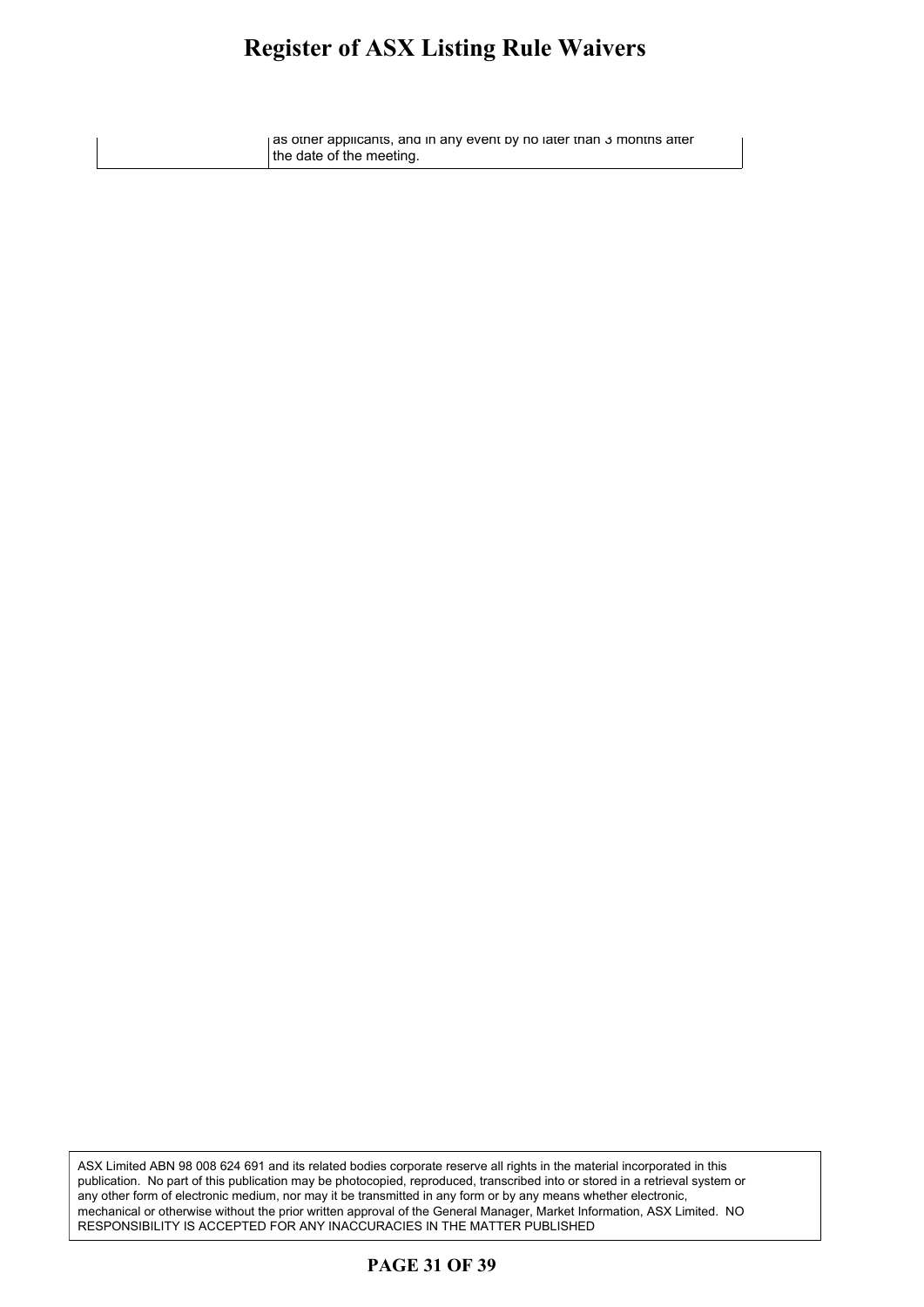| | |
|---|---|
| | as other applicants, and in any event by no later than 3 months after the date of the meeting. |

ASX Limited ABN 98 008 624 691 and its related bodies corporate reserve all rights in the material incorporated in this publication. No part of this publication may be photocopied, reproduced, transcribed into or stored in a retrieval system or any other form of electronic medium, nor may it be transmitted in any form or by any means whether electronic, mechanical or otherwise without the prior written approval of the General Manager, Market Information, ASX Limited. NO RESPONSIBILITY IS ACCEPTED FOR ANY INACCURACIES IN THE MATTER PUBLISHED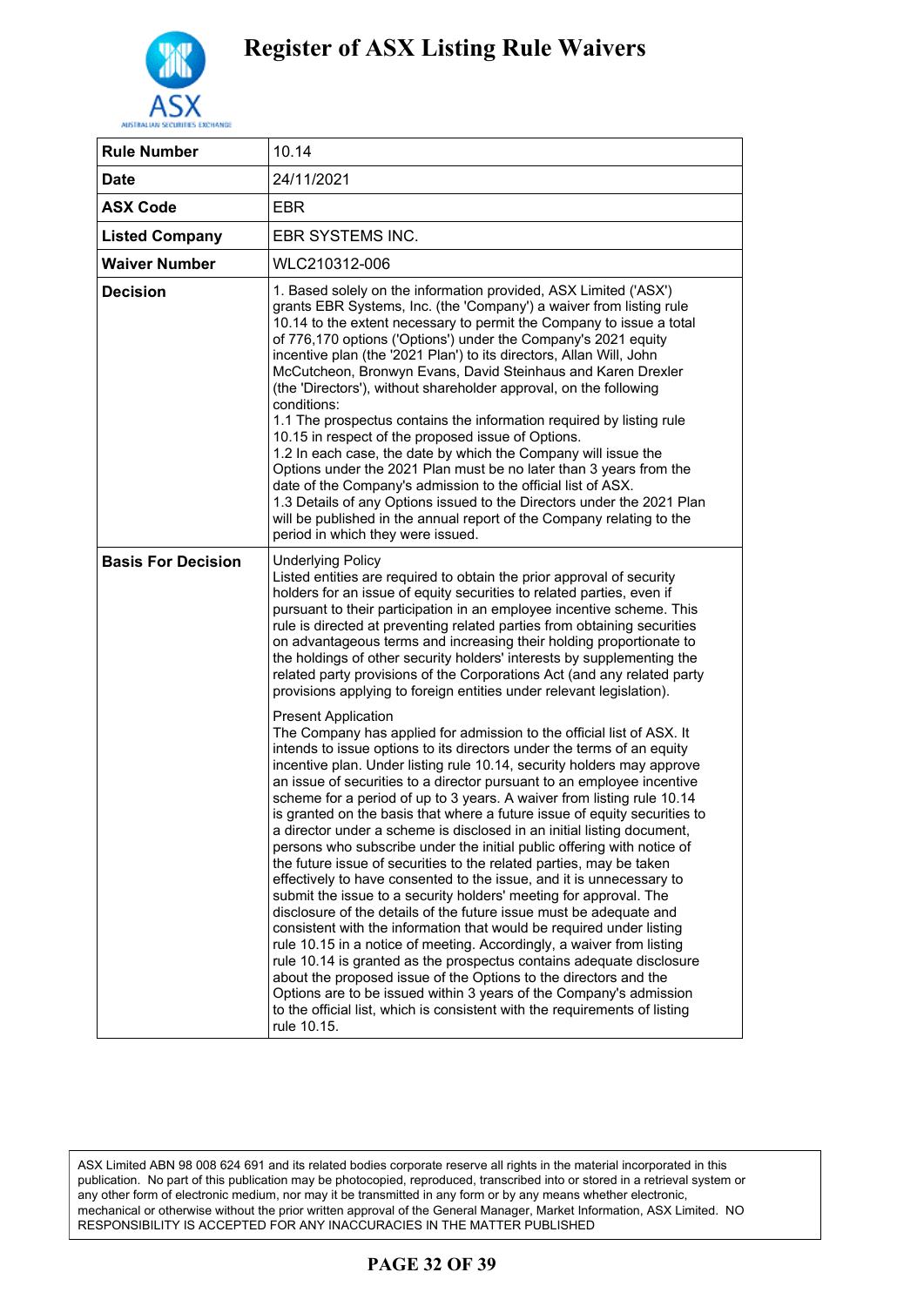# Register of ASX Listing Rule Waivers

| | |
|---|---|
| **Rule Number** | 10.14 |
| **Date** | 24/11/2021 |
| **ASX Code** | EBR |
| **Listed Company** | EBR SYSTEMS INC. |
| **Waiver Number** | WLC210312-006 |
| **Decision** | 1. Based solely on the information provided, ASX Limited ('ASX') grants EBR Systems, Inc. (the 'Company') a waiver from listing rule 10.14 to the extent necessary to permit the Company to issue a total of 776,170 options ('Options') under the Company's 2021 equity incentive plan (the '2021 Plan') to its directors, Allan Will, John McCutcheon, Bronwyn Evans, David Steinhaus and Karen Drexler (the 'Directors'), without shareholder approval, on the following conditions:<br>1.1 The prospectus contains the information required by listing rule 10.15 in respect of the proposed issue of Options.<br>1.2 In each case, the date by which the Company will issue the Options under the 2021 Plan must be no later than 3 years from the date of the Company's admission to the official list of ASX.<br>1.3 Details of any Options issued to the Directors under the 2021 Plan will be published in the annual report of the Company relating to the period in which they were issued. |
| **Basis For Decision** | Underlying Policy<br>Listed entities are required to obtain the prior approval of security holders for an issue of equity securities to related parties, even if pursuant to their participation in an employee incentive scheme. This rule is directed at preventing related parties from obtaining securities on advantageous terms and increasing their holding proportionate to the holdings of other security holders' interests by supplementing the related party provisions of the Corporations Act (and any related party provisions applying to foreign entities under relevant legislation).<br><br>Present Application<br>The Company has applied for admission to the official list of ASX. It intends to issue options to its directors under the terms of an equity incentive plan. Under listing rule 10.14, security holders may approve an issue of securities to a director pursuant to an employee incentive scheme for a period of up to 3 years. A waiver from listing rule 10.14 is granted on the basis that where a future issue of equity securities to a director under a scheme is disclosed in an initial listing document, persons who subscribe under the initial public offering with notice of the future issue of securities to the related parties, may be taken effectively to have consented to the issue, and it is unnecessary to submit the issue to a security holders' meeting for approval. The disclosure of the details of the future issue must be adequate and consistent with the information that would be required under listing rule 10.15 in a notice of meeting. Accordingly, a waiver from listing rule 10.14 is granted as the prospectus contains adequate disclosure about the proposed issue of the Options to the directors and the Options are to be issued within 3 years of the Company's admission to the official list, which is consistent with the requirements of listing rule 10.15. |

ASX Limited ABN 98 008 624 691 and its related bodies corporate reserve all rights in the material incorporated in this publication. No part of this publication may be photocopied, reproduced, transcribed into or stored in a retrieval system or any other form of electronic medium, nor may it be transmitted in any form or by any means whether electronic, mechanical or otherwise without the prior written approval of the General Manager, Market Information, ASX Limited. NO RESPONSIBILITY IS ACCEPTED FOR ANY INACCURACIES IN THE MATTER PUBLISHED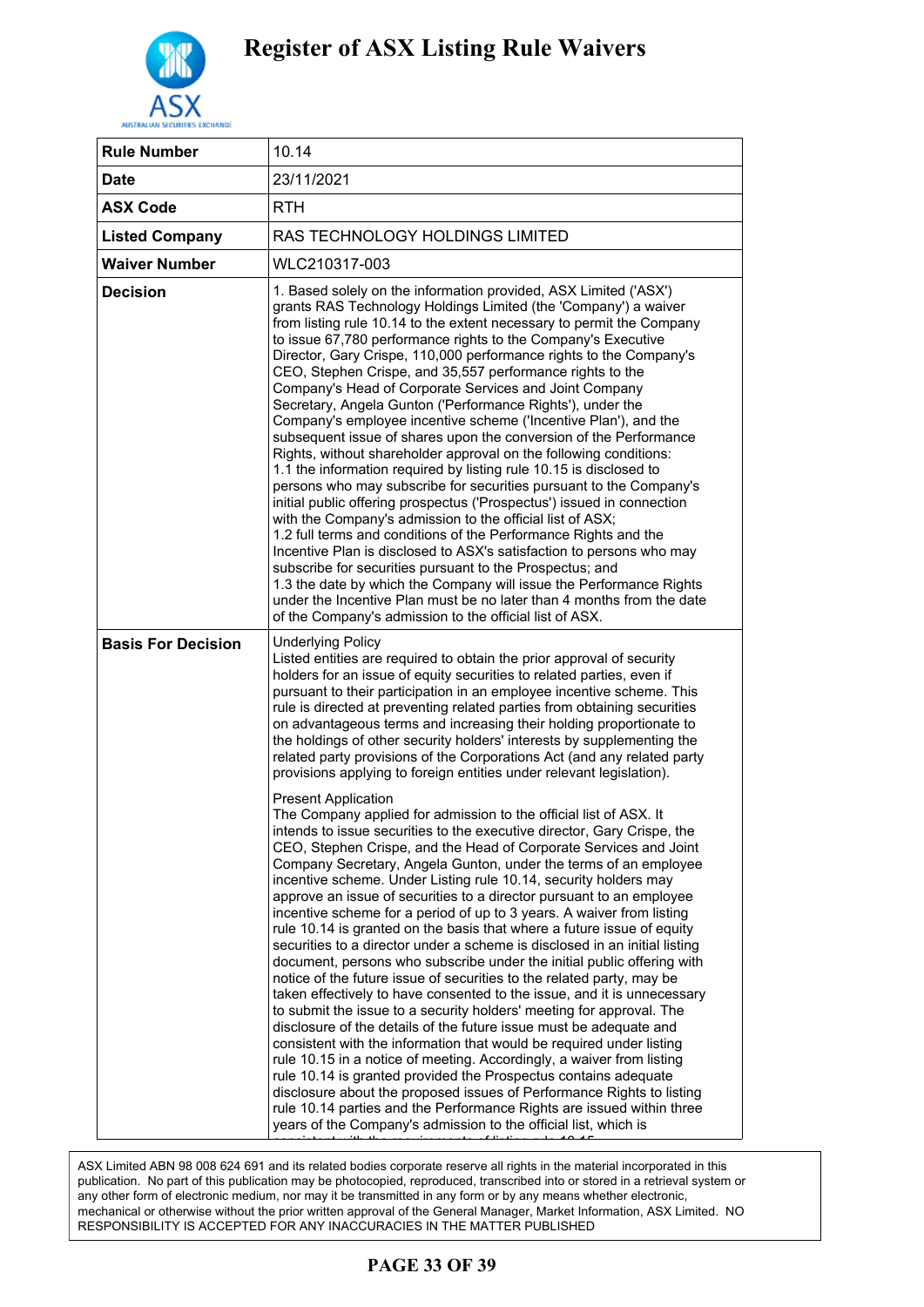# Register of ASX Listing Rule Waivers

| | |
|---|---|
| **Rule Number** | 10.14 |
| **Date** | 23/11/2021 |
| **ASX Code** | RTH |
| **Listed Company** | RAS TECHNOLOGY HOLDINGS LIMITED |
| **Waiver Number** | WLC210317-003 |
| **Decision** | 1. Based solely on the information provided, ASX Limited ('ASX') grants RAS Technology Holdings Limited (the 'Company') a waiver from listing rule 10.14 to the extent necessary to permit the Company to issue 67,780 performance rights to the Company's Executive Director, Gary Crispe, 110,000 performance rights to the Company's CEO, Stephen Crispe, and 35,557 performance rights to the Company's Head of Corporate Services and Joint Company Secretary, Angela Gunton ('Performance Rights'), under the Company's employee incentive scheme ('Incentive Plan'), and the subsequent issue of shares upon the conversion of the Performance Rights, without shareholder approval on the following conditions:<br>1.1 the information required by listing rule 10.15 is disclosed to persons who may subscribe for securities pursuant to the Company's initial public offering prospectus ('Prospectus') issued in connection with the Company's admission to the official list of ASX;<br>1.2 full terms and conditions of the Performance Rights and the Incentive Plan is disclosed to ASX's satisfaction to persons who may subscribe for securities pursuant to the Prospectus; and<br>1.3 the date by which the Company will issue the Performance Rights under the Incentive Plan must be no later than 4 months from the date of the Company's admission to the official list of ASX. |
| **Basis For Decision** | Underlying Policy<br>Listed entities are required to obtain the prior approval of security holders for an issue of equity securities to related parties, even if pursuant to their participation in an employee incentive scheme. This rule is directed at preventing related parties from obtaining securities on advantageous terms and increasing their holding proportionate to the holdings of other security holders' interests by supplementing the related party provisions of the Corporations Act (and any related party provisions applying to foreign entities under relevant legislation).<br><br>Present Application<br>The Company applied for admission to the official list of ASX. It intends to issue securities to the executive director, Gary Crispe, the CEO, Stephen Crispe, and the Head of Corporate Services and Joint Company Secretary, Angela Gunton, under the terms of an employee incentive scheme. Under Listing rule 10.14, security holders may approve an issue of securities to a director pursuant to an employee incentive scheme for a period of up to 3 years. A waiver from listing rule 10.14 is granted on the basis that where a future issue of equity securities to a director under a scheme is disclosed in an initial listing document, persons who subscribe under the initial public offering with notice of the future issue of securities to the related party, may be taken effectively to have consented to the issue, and it is unnecessary to submit the issue to a security holders' meeting for approval. The disclosure of the details of the future issue must be adequate and consistent with the information that would be required under listing rule 10.15 in a notice of meeting. Accordingly, a waiver from listing rule 10.14 is granted provided the Prospectus contains adequate disclosure about the proposed issues of Performance Rights to listing rule 10.14 parties and the Performance Rights are issued within three years of the Company's admission to the official list, which is |

ASX Limited ABN 98 008 624 691 and its related bodies corporate reserve all rights in the material incorporated in this publication. No part of this publication may be photocopied, reproduced, transcribed into or stored in a retrieval system or any other form of electronic medium, nor may it be transmitted in any form or by any means whether electronic, mechanical or otherwise without the prior written approval of the General Manager, Market Information, ASX Limited. NO RESPONSIBILITY IS ACCEPTED FOR ANY INACCURACIES IN THE MATTER PUBLISHED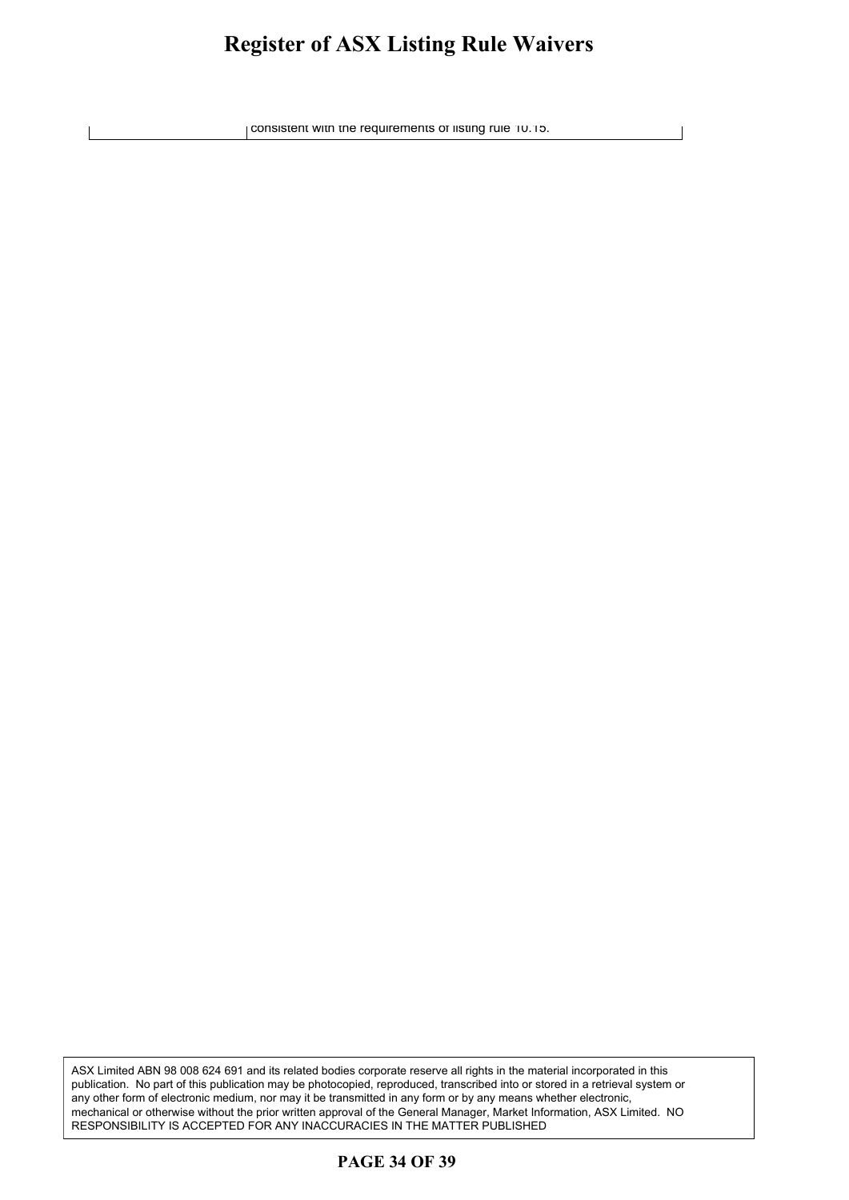| | |
|---|---|
| | consistent with the requirements of listing rule 10.15. |

ASX Limited ABN 98 008 624 691 and its related bodies corporate reserve all rights in the material incorporated in this publication. No part of this publication may be photocopied, reproduced, transcribed into or stored in a retrieval system or any other form of electronic medium, nor may it be transmitted in any form or by any means whether electronic, mechanical or otherwise without the prior written approval of the General Manager, Market Information, ASX Limited. NO RESPONSIBILITY IS ACCEPTED FOR ANY INACCURACIES IN THE MATTER PUBLISHED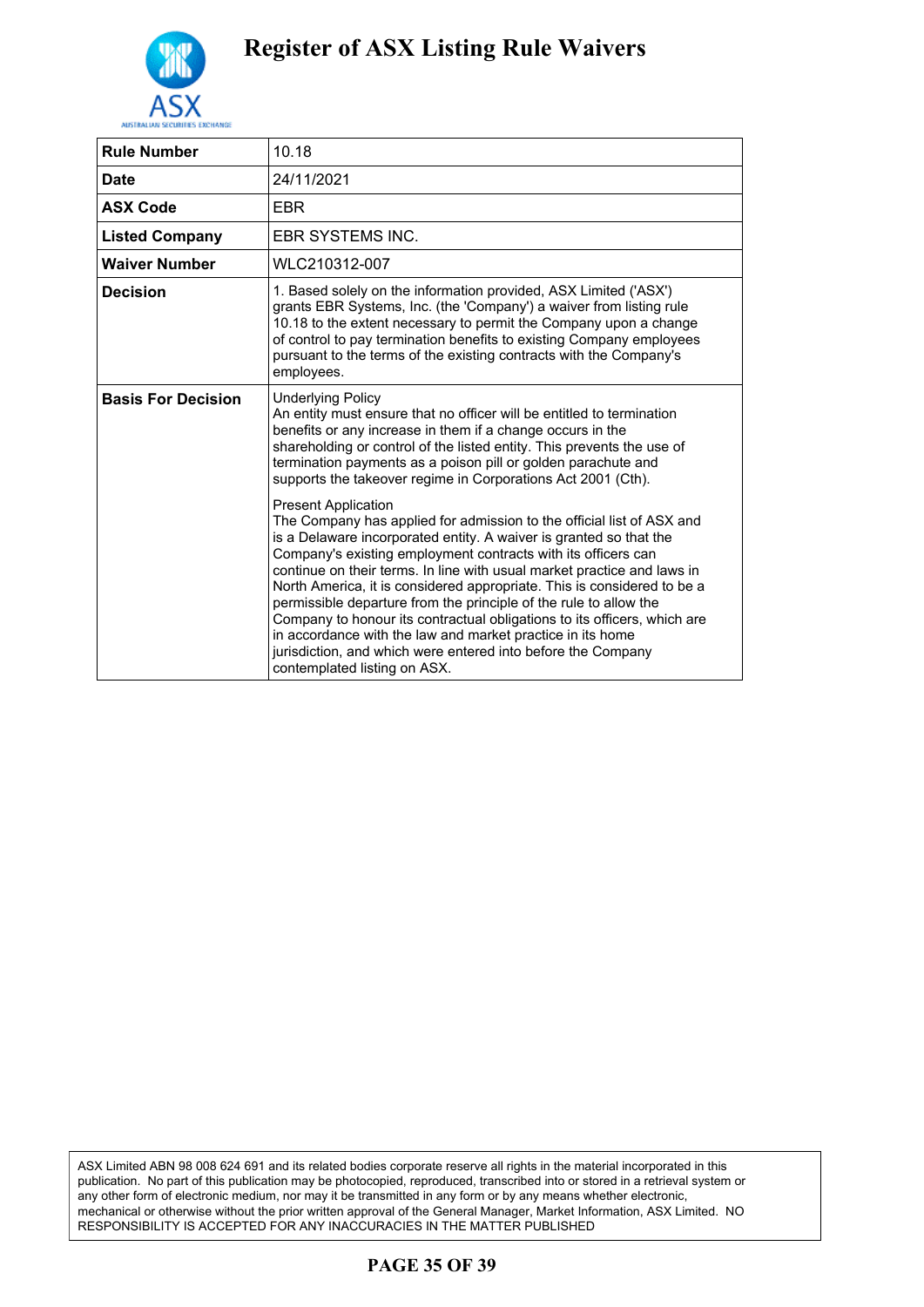# Register of ASX Listing Rule Waivers

| | |
|---|---|
| **Rule Number** | 10.18 |
| **Date** | 24/11/2021 |
| **ASX Code** | EBR |
| **Listed Company** | EBR SYSTEMS INC. |
| **Waiver Number** | WLC210312-007 |
| **Decision** | 1. Based solely on the information provided, ASX Limited ('ASX') grants EBR Systems, Inc. (the 'Company') a waiver from listing rule 10.18 to the extent necessary to permit the Company upon a change of control to pay termination benefits to existing Company employees pursuant to the terms of the existing contracts with the Company's employees. |
| **Basis For Decision** | Underlying Policy<br>An entity must ensure that no officer will be entitled to termination benefits or any increase in them if a change occurs in the shareholding or control of the listed entity. This prevents the use of termination payments as a poison pill or golden parachute and supports the takeover regime in Corporations Act 2001 (Cth).<br><br>Present Application<br>The Company has applied for admission to the official list of ASX and is a Delaware incorporated entity. A waiver is granted so that the Company's existing employment contracts with its officers can continue on their terms. In line with usual market practice and laws in North America, it is considered appropriate. This is considered to be a permissible departure from the principle of the rule to allow the Company to honour its contractual obligations to its officers, which are in accordance with the law and market practice in its home jurisdiction, and which were entered into before the Company contemplated listing on ASX. |

ASX Limited ABN 98 008 624 691 and its related bodies corporate reserve all rights in the material incorporated in this publication. No part of this publication may be photocopied, reproduced, transcribed into or stored in a retrieval system or any other form of electronic medium, nor may it be transmitted in any form or by any means whether electronic, mechanical or otherwise without the prior written approval of the General Manager, Market Information, ASX Limited. NO RESPONSIBILITY IS ACCEPTED FOR ANY INACCURACIES IN THE MATTER PUBLISHED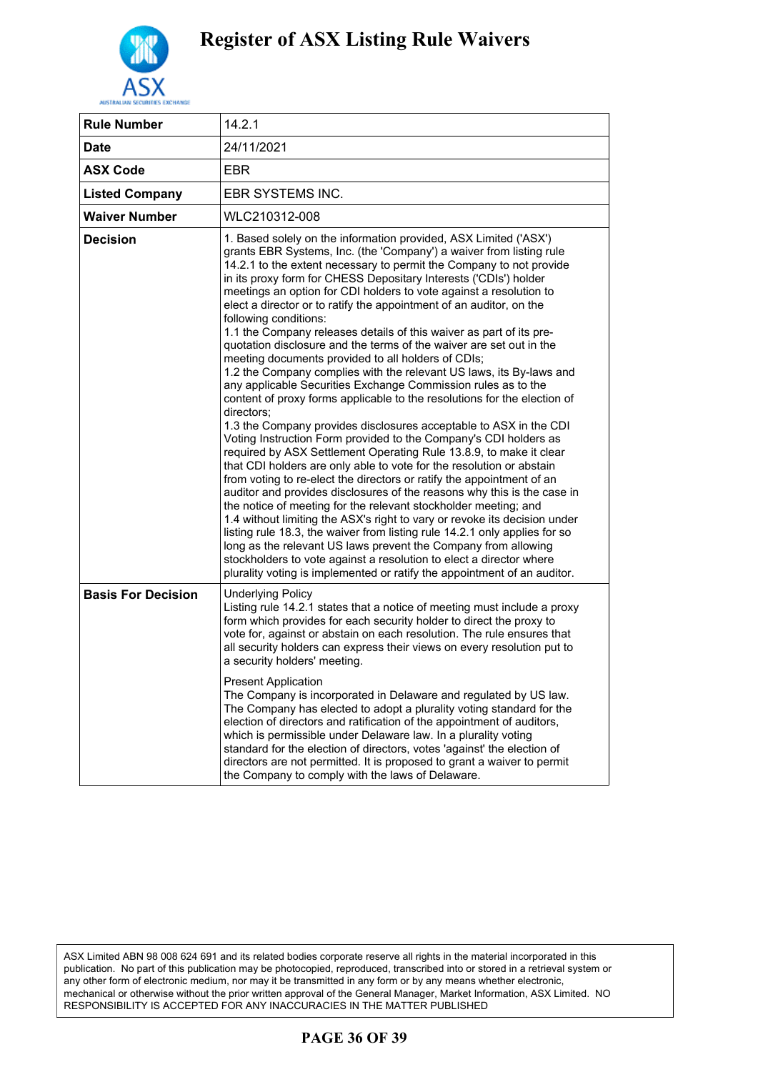# Register of ASX Listing Rule Waivers

| | |
|---|---|
| **Rule Number** | 14.2.1 |
| **Date** | 24/11/2021 |
| **ASX Code** | EBR |
| **Listed Company** | EBR SYSTEMS INC. |
| **Waiver Number** | WLC210312-008 |
| **Decision** | 1. Based solely on the information provided, ASX Limited ('ASX') grants EBR Systems, Inc. (the 'Company') a waiver from listing rule 14.2.1 to the extent necessary to permit the Company to not provide in its proxy form for CHESS Depositary Interests ('CDIs') holder meetings an option for CDI holders to vote against a resolution to elect a director or to ratify the appointment of an auditor, on the following conditions:<br>1.1 the Company releases details of this waiver as part of its pre-quotation disclosure and the terms of the waiver are set out in the meeting documents provided to all holders of CDIs;<br>1.2 the Company complies with the relevant US laws, its By-laws and any applicable Securities Exchange Commission rules as to the content of proxy forms applicable to the resolutions for the election of directors;<br>1.3 the Company provides disclosures acceptable to ASX in the CDI Voting Instruction Form provided to the Company's CDI holders as required by ASX Settlement Operating Rule 13.8.9, to make it clear that CDI holders are only able to vote for the resolution or abstain from voting to re-elect the directors or ratify the appointment of an auditor and provides disclosures of the reasons why this is the case in the notice of meeting for the relevant stockholder meeting; and<br>1.4 without limiting the ASX's right to vary or revoke its decision under listing rule 18.3, the waiver from listing rule 14.2.1 only applies for so long as the relevant US laws prevent the Company from allowing stockholders to vote against a resolution to elect a director where plurality voting is implemented or ratify the appointment of an auditor. |
| **Basis For Decision** | Underlying Policy<br>Listing rule 14.2.1 states that a notice of meeting must include a proxy form which provides for each security holder to direct the proxy to vote for, against or abstain on each resolution. The rule ensures that all security holders can express their views on every resolution put to a security holders' meeting.<br><br>Present Application<br>The Company is incorporated in Delaware and regulated by US law. The Company has elected to adopt a plurality voting standard for the election of directors and ratification of the appointment of auditors, which is permissible under Delaware law. In a plurality voting standard for the election of directors, votes 'against' the election of directors are not permitted. It is proposed to grant a waiver to permit the Company to comply with the laws of Delaware. |

ASX Limited ABN 98 008 624 691 and its related bodies corporate reserve all rights in the material incorporated in this publication. No part of this publication may be photocopied, reproduced, transcribed into or stored in a retrieval system or any other form of electronic medium, nor may it be transmitted in any form or by any means whether electronic, mechanical or otherwise without the prior written approval of the General Manager, Market Information, ASX Limited. NO RESPONSIBILITY IS ACCEPTED FOR ANY INACCURACIES IN THE MATTER PUBLISHED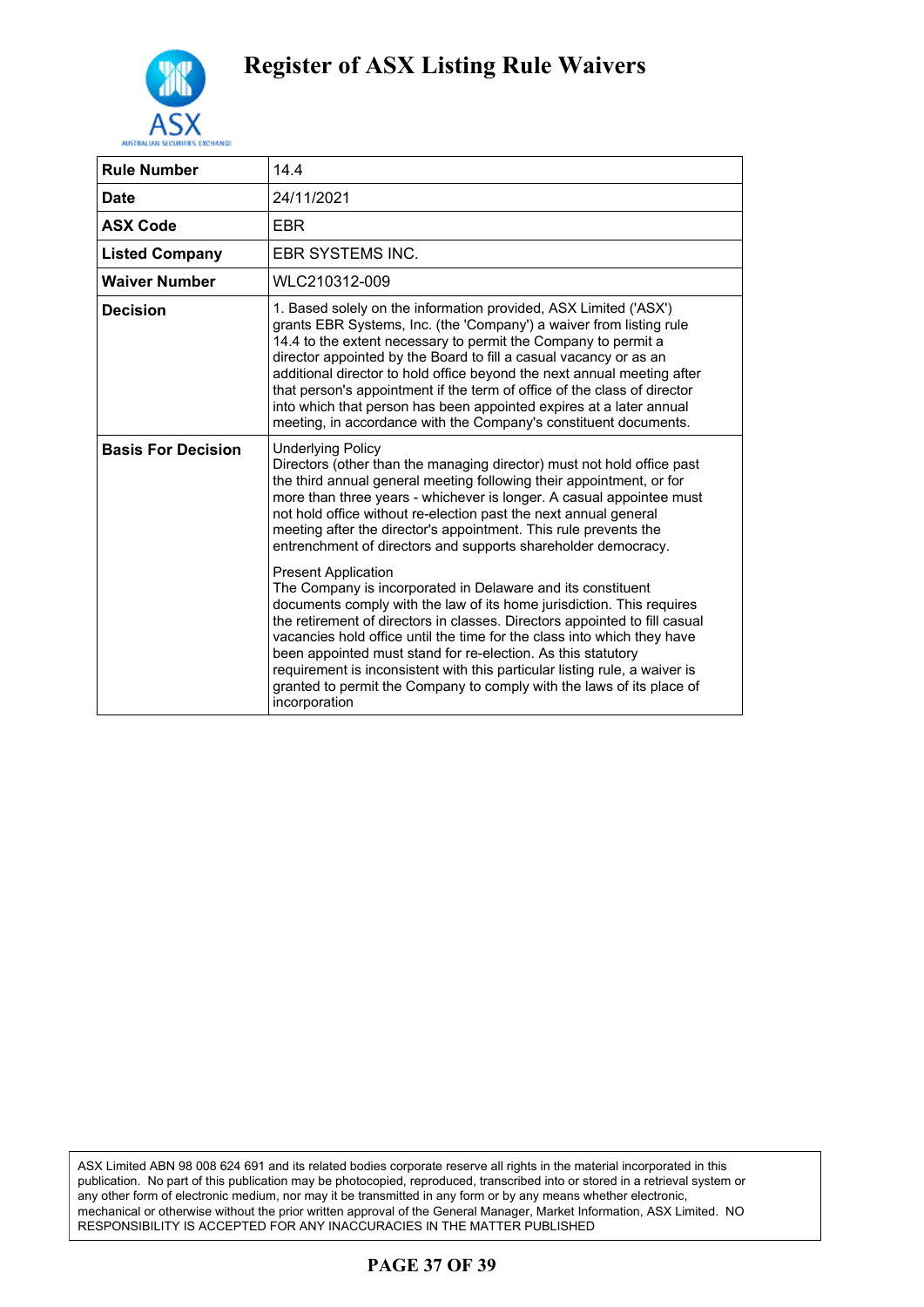# Register of ASX Listing Rule Waivers

| | |
|---|---|
| **Rule Number** | 14.4 |
| **Date** | 24/11/2021 |
| **ASX Code** | EBR |
| **Listed Company** | EBR SYSTEMS INC. |
| **Waiver Number** | WLC210312-009 |
| **Decision** | 1. Based solely on the information provided, ASX Limited ('ASX') grants EBR Systems, Inc. (the 'Company') a waiver from listing rule 14.4 to the extent necessary to permit the Company to permit a director appointed by the Board to fill a casual vacancy or as an additional director to hold office beyond the next annual meeting after that person's appointment if the term of office of the class of director into which that person has been appointed expires at a later annual meeting, in accordance with the Company's constituent documents. |
| **Basis For Decision** | Underlying Policy<br>Directors (other than the managing director) must not hold office past the third annual general meeting following their appointment, or for more than three years - whichever is longer. A casual appointee must not hold office without re-election past the next annual general meeting after the director's appointment. This rule prevents the entrenchment of directors and supports shareholder democracy.<br><br>Present Application<br>The Company is incorporated in Delaware and its constituent documents comply with the law of its home jurisdiction. This requires the retirement of directors in classes. Directors appointed to fill casual vacancies hold office until the time for the class into which they have been appointed must stand for re-election. As this statutory requirement is inconsistent with this particular listing rule, a waiver is granted to permit the Company to comply with the laws of its place of incorporation |

ASX Limited ABN 98 008 624 691 and its related bodies corporate reserve all rights in the material incorporated in this publication. No part of this publication may be photocopied, reproduced, transcribed into or stored in a retrieval system or any other form of electronic medium, nor may it be transmitted in any form or by any means whether electronic, mechanical or otherwise without the prior written approval of the General Manager, Market Information, ASX Limited. NO RESPONSIBILITY IS ACCEPTED FOR ANY INACCURACIES IN THE MATTER PUBLISHED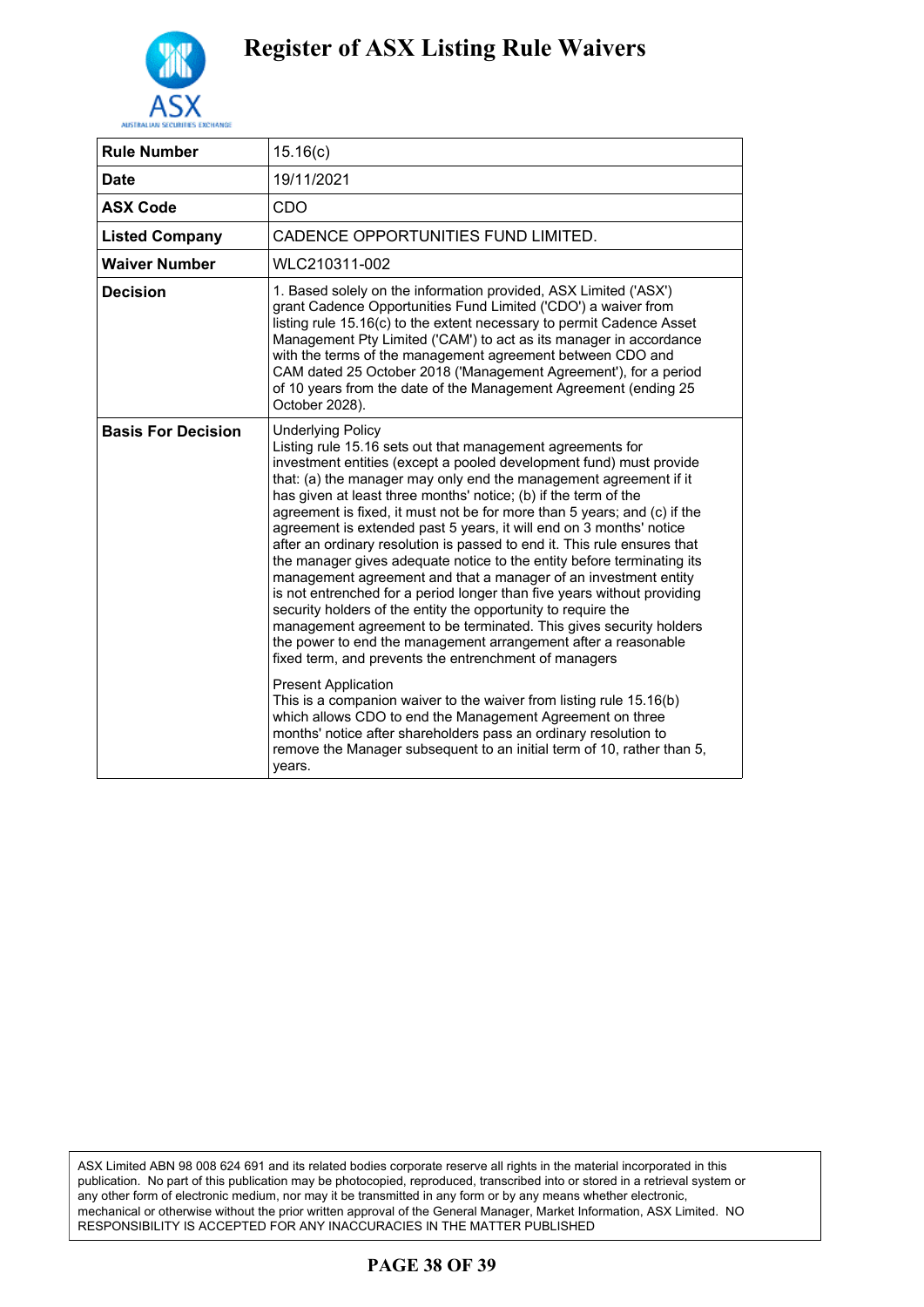# Register of ASX Listing Rule Waivers

| | |
|---|---|
| **Rule Number** | 15.16(c) |
| **Date** | 19/11/2021 |
| **ASX Code** | CDO |
| **Listed Company** | CADENCE OPPORTUNITIES FUND LIMITED. |
| **Waiver Number** | WLC210311-002 |
| **Decision** | 1. Based solely on the information provided, ASX Limited ('ASX') grant Cadence Opportunities Fund Limited ('CDO') a waiver from listing rule 15.16(c) to the extent necessary to permit Cadence Asset Management Pty Limited ('CAM') to act as its manager in accordance with the terms of the management agreement between CDO and CAM dated 25 October 2018 ('Management Agreement'), for a period of 10 years from the date of the Management Agreement (ending 25 October 2028). |
| **Basis For Decision** | Underlying Policy<br>Listing rule 15.16 sets out that management agreements for investment entities (except a pooled development fund) must provide that: (a) the manager may only end the management agreement if it has given at least three months' notice; (b) if the term of the agreement is fixed, it must not be for more than 5 years; and (c) if the agreement is extended past 5 years, it will end on 3 months' notice after an ordinary resolution is passed to end it. This rule ensures that the manager gives adequate notice to the entity before terminating its management agreement and that a manager of an investment entity is not entrenched for a period longer than five years without providing security holders of the entity the opportunity to require the management agreement to be terminated. This gives security holders the power to end the management arrangement after a reasonable fixed term, and prevents the entrenchment of managers<br><br>Present Application<br>This is a companion waiver to the waiver from listing rule 15.16(b) which allows CDO to end the Management Agreement on three months' notice after shareholders pass an ordinary resolution to remove the Manager subsequent to an initial term of 10, rather than 5, years. |

ASX Limited ABN 98 008 624 691 and its related bodies corporate reserve all rights in the material incorporated in this publication. No part of this publication may be photocopied, reproduced, transcribed into or stored in a retrieval system or any other form of electronic medium, nor may it be transmitted in any form or by any means whether electronic, mechanical or otherwise without the prior written approval of the General Manager, Market Information, ASX Limited. NO RESPONSIBILITY IS ACCEPTED FOR ANY INACCURACIES IN THE MATTER PUBLISHED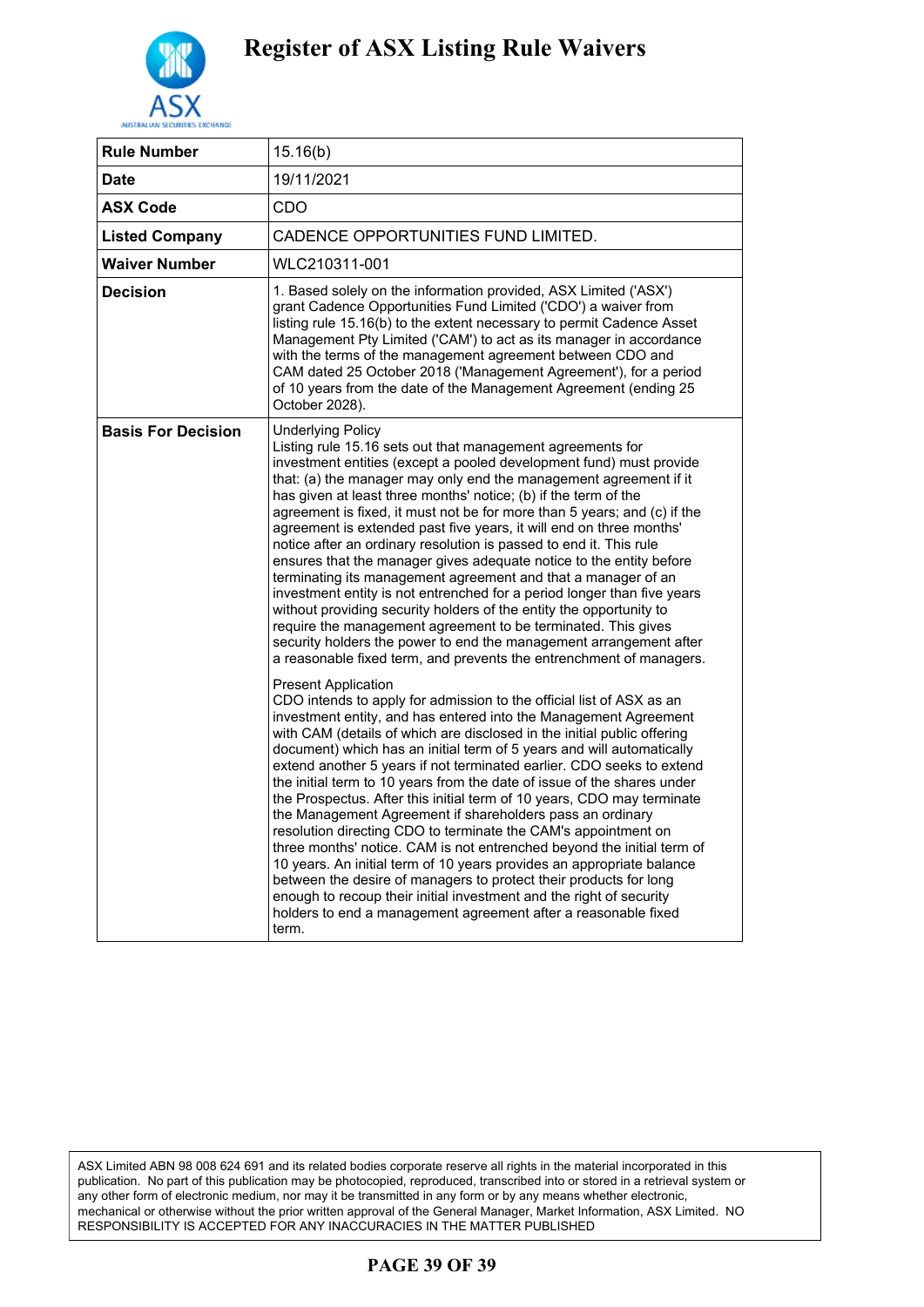# Register of ASX Listing Rule Waivers

| | |
|---|---|
| **Rule Number** | 15.16(b) |
| **Date** | 19/11/2021 |
| **ASX Code** | CDO |
| **Listed Company** | CADENCE OPPORTUNITIES FUND LIMITED. |
| **Waiver Number** | WLC210311-001 |
| **Decision** | 1. Based solely on the information provided, ASX Limited ('ASX') grant Cadence Opportunities Fund Limited ('CDO') a waiver from listing rule 15.16(b) to the extent necessary to permit Cadence Asset Management Pty Limited ('CAM') to act as its manager in accordance with the terms of the management agreement between CDO and CAM dated 25 October 2018 ('Management Agreement'), for a period of 10 years from the date of the Management Agreement (ending 25 October 2028). |
| **Basis For Decision** | Underlying Policy<br>Listing rule 15.16 sets out that management agreements for investment entities (except a pooled development fund) must provide that: (a) the manager may only end the management agreement if it has given at least three months' notice; (b) if the term of the agreement is fixed, it must not be for more than 5 years; and (c) if the agreement is extended past five years, it will end on three months' notice after an ordinary resolution is passed to end it. This rule ensures that the manager gives adequate notice to the entity before terminating its management agreement and that a manager of an investment entity is not entrenched for a period longer than five years without providing security holders of the entity the opportunity to require the management agreement to be terminated. This gives security holders the power to end the management arrangement after a reasonable fixed term, and prevents the entrenchment of managers.<br><br>Present Application<br>CDO intends to apply for admission to the official list of ASX as an investment entity, and has entered into the Management Agreement with CAM (details of which are disclosed in the initial public offering document) which has an initial term of 5 years and will automatically extend another 5 years if not terminated earlier. CDO seeks to extend the initial term to 10 years from the date of issue of the shares under the Prospectus. After this initial term of 10 years, CDO may terminate the Management Agreement if shareholders pass an ordinary resolution directing CDO to terminate the CAM's appointment on three months' notice. CAM is not entrenched beyond the initial term of 10 years. An initial term of 10 years provides an appropriate balance between the desire of managers to protect their products for long enough to recoup their initial investment and the right of security holders to end a management agreement after a reasonable fixed term. |

ASX Limited ABN 98 008 624 691 and its related bodies corporate reserve all rights in the material incorporated in this publication. No part of this publication may be photocopied, reproduced, transcribed into or stored in a retrieval system or any other form of electronic medium, nor may it be transmitted in any form or by any means whether electronic, mechanical or otherwise without the prior written approval of the General Manager, Market Information, ASX Limited. NO RESPONSIBILITY IS ACCEPTED FOR ANY INACCURACIES IN THE MATTER PUBLISHED